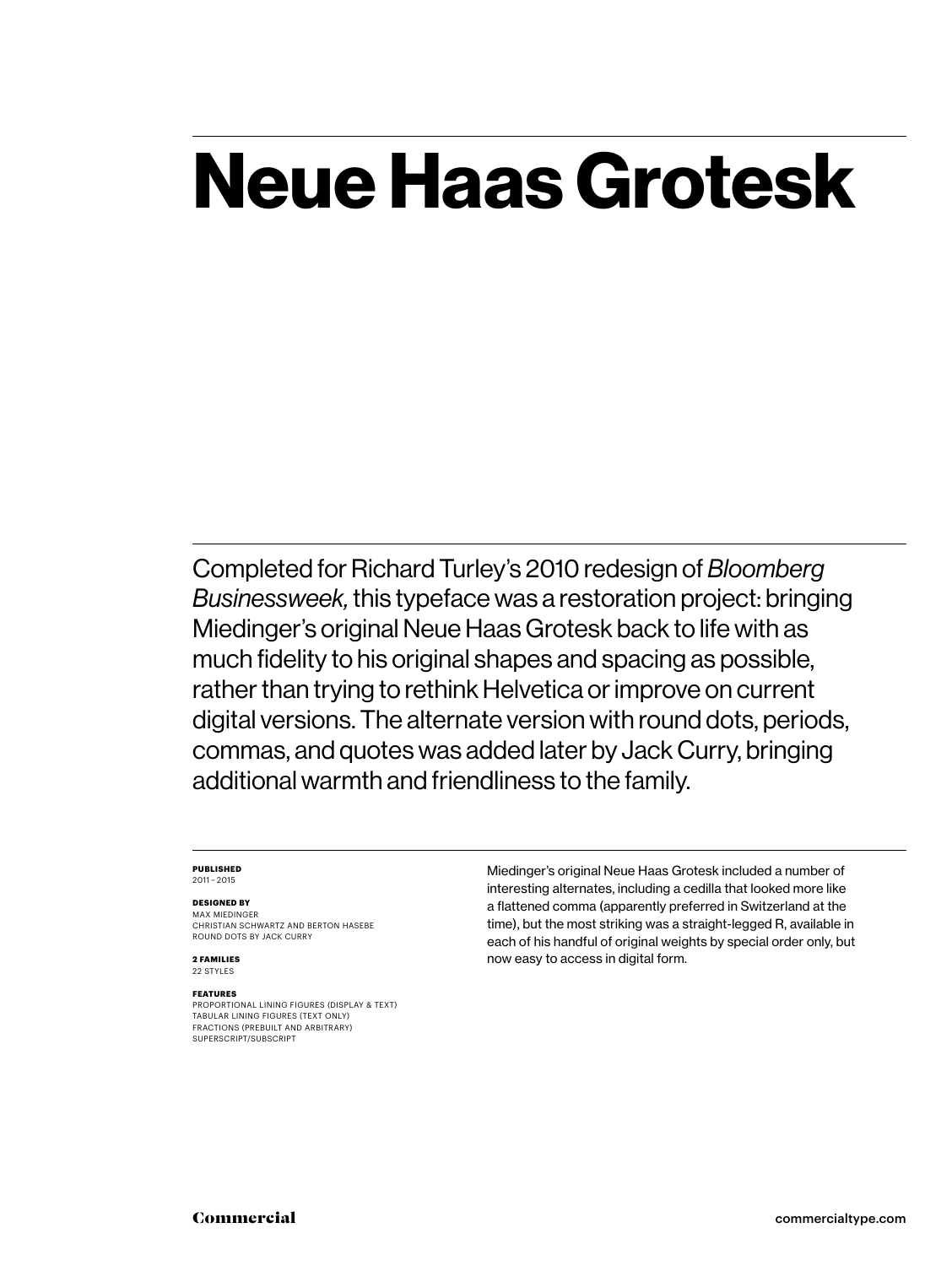# Neue Haas Grotesk

Completed for Richard Turley's 2010 redesign of *Bloomberg Businessweek,* this typeface was a restoration project: bringing Miedinger's original Neue Haas Grotesk back to life with as much fidelity to his original shapes and spacing as possible, rather than trying to rethink Helvetica or improve on current digital versions. The alternate version with round dots, periods, commas, and quotes was added later by Jack Curry, bringing additional warmth and friendliness to the family.

**PUBLISHED**
2011 – 2015

**DESIGNED BY**
MAX MIEDINGER
CHRISTIAN SCHWARTZ AND BERTON HASEBE
ROUND DOTS BY JACK CURRY

**2 FAMILIES**
22 STYLES

**FEATURES**
PROPORTIONAL LINING FIGURES (DISPLAY & TEXT)
TABULAR LINING FIGURES (TEXT ONLY)
FRACTIONS (PREBUILT AND ARBITRARY)
SUPERSCRIPT/SUBSCRIPT

Miedinger's original Neue Haas Grotesk included a number of interesting alternates, including a cedilla that looked more like a flattened comma (apparently preferred in Switzerland at the time), but the most striking was a straight-legged R, available in each of his handful of original weights by special order only, but now easy to access in digital form.

Commercial

commercialtype.com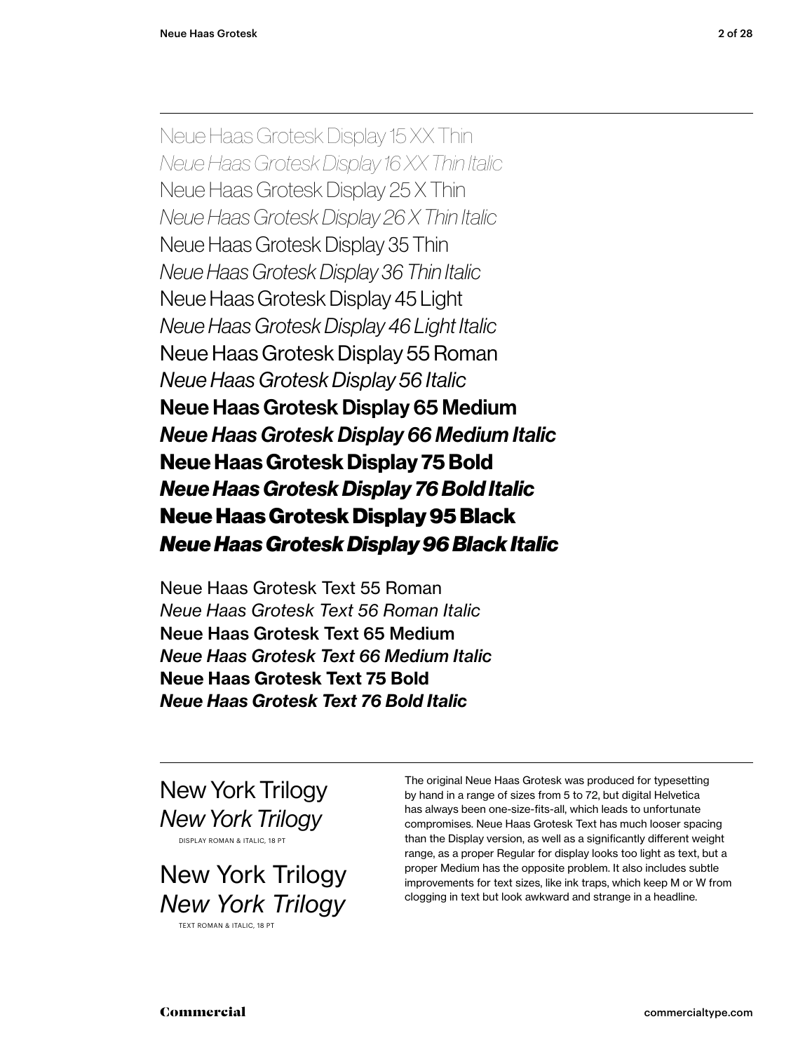Neue Haas Grotesk Display 15 XX Thin

*Neue Haas Grotesk Display 16 XX Thin Italic*

Neue Haas Grotesk Display 25 X Thin

*Neue Haas Grotesk Display 26 X Thin Italic*

Neue Haas Grotesk Display 35 Thin

*Neue Haas Grotesk Display 36 Thin Italic*

Neue Haas Grotesk Display 45 Light

*Neue Haas Grotesk Display 46 Light Italic*

Neue Haas Grotesk Display 55 Roman

*Neue Haas Grotesk Display 56 Italic*

**Neue Haas Grotesk Display 65 Medium**

***Neue Haas Grotesk Display 66 Medium Italic***

**Neue Haas Grotesk Display 75 Bold**

***Neue Haas Grotesk Display 76 Bold Italic***

**Neue Haas Grotesk Display 95 Black**

***Neue Haas Grotesk Display 96 Black Italic***

Neue Haas Grotesk Text 55 Roman

*Neue Haas Grotesk Text 56 Roman Italic*

**Neue Haas Grotesk Text 65 Medium**

***Neue Haas Grotesk Text 66 Medium Italic***

**Neue Haas Grotesk Text 75 Bold**

***Neue Haas Grotesk Text 76 Bold Italic***

---

New York Trilogy

*New York Trilogy*

DISPLAY ROMAN & ITALIC, 18 PT

New York Trilogy

*New York Trilogy*

TEXT ROMAN & ITALIC, 18 PT

The original Neue Haas Grotesk was produced for typesetting by hand in a range of sizes from 5 to 72, but digital Helvetica has always been one-size-fits-all, which leads to unfortunate compromises. Neue Haas Grotesk Text has much looser spacing than the Display version, as well as a significantly different weight range, as a proper Regular for display looks too light as text, but a proper Medium has the opposite problem. It also includes subtle improvements for text sizes, like ink traps, which keep M or W from clogging in text but look awkward and strange in a headline.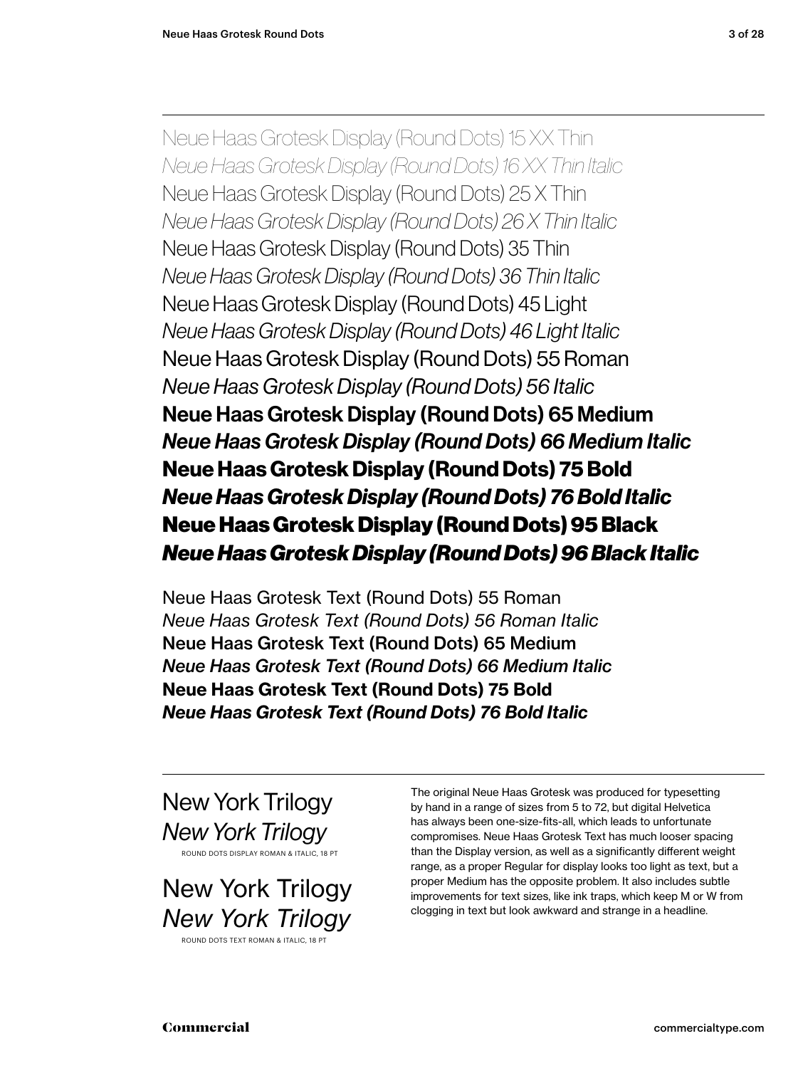Neue Haas Grotesk Display (Round Dots) 15 XX Thin
*Neue Haas Grotesk Display (Round Dots) 16 XX Thin Italic*
Neue Haas Grotesk Display (Round Dots) 25 X Thin
*Neue Haas Grotesk Display (Round Dots) 26 X Thin Italic*
Neue Haas Grotesk Display (Round Dots) 35 Thin
*Neue Haas Grotesk Display (Round Dots) 36 Thin Italic*
Neue Haas Grotesk Display (Round Dots) 45 Light
*Neue Haas Grotesk Display (Round Dots) 46 Light Italic*
Neue Haas Grotesk Display (Round Dots) 55 Roman
*Neue Haas Grotesk Display (Round Dots) 56 Italic*
**Neue Haas Grotesk Display (Round Dots) 65 Medium**
***Neue Haas Grotesk Display (Round Dots) 66 Medium Italic***
**Neue Haas Grotesk Display (Round Dots) 75 Bold**
***Neue Haas Grotesk Display (Round Dots) 76 Bold Italic***
**Neue Haas Grotesk Display (Round Dots) 95 Black**
***Neue Haas Grotesk Display (Round Dots) 96 Black Italic***

Neue Haas Grotesk Text (Round Dots) 55 Roman
*Neue Haas Grotesk Text (Round Dots) 56 Roman Italic*
**Neue Haas Grotesk Text (Round Dots) 65 Medium**
***Neue Haas Grotesk Text (Round Dots) 66 Medium Italic***
**Neue Haas Grotesk Text (Round Dots) 75 Bold**
***Neue Haas Grotesk Text (Round Dots) 76 Bold Italic***

New York Trilogy
*New York Trilogy*
ROUND DOTS DISPLAY ROMAN & ITALIC, 18 PT

New York Trilogy
*New York Trilogy*
ROUND DOTS TEXT ROMAN & ITALIC, 18 PT

The original Neue Haas Grotesk was produced for typesetting by hand in a range of sizes from 5 to 72, but digital Helvetica has always been one-size-fits-all, which leads to unfortunate compromises. Neue Haas Grotesk Text has much looser spacing than the Display version, as well as a significantly different weight range, as a proper Regular for display looks too light as text, but a proper Medium has the opposite problem. It also includes subtle improvements for text sizes, like ink traps, which keep M or W from clogging in text but look awkward and strange in a headline.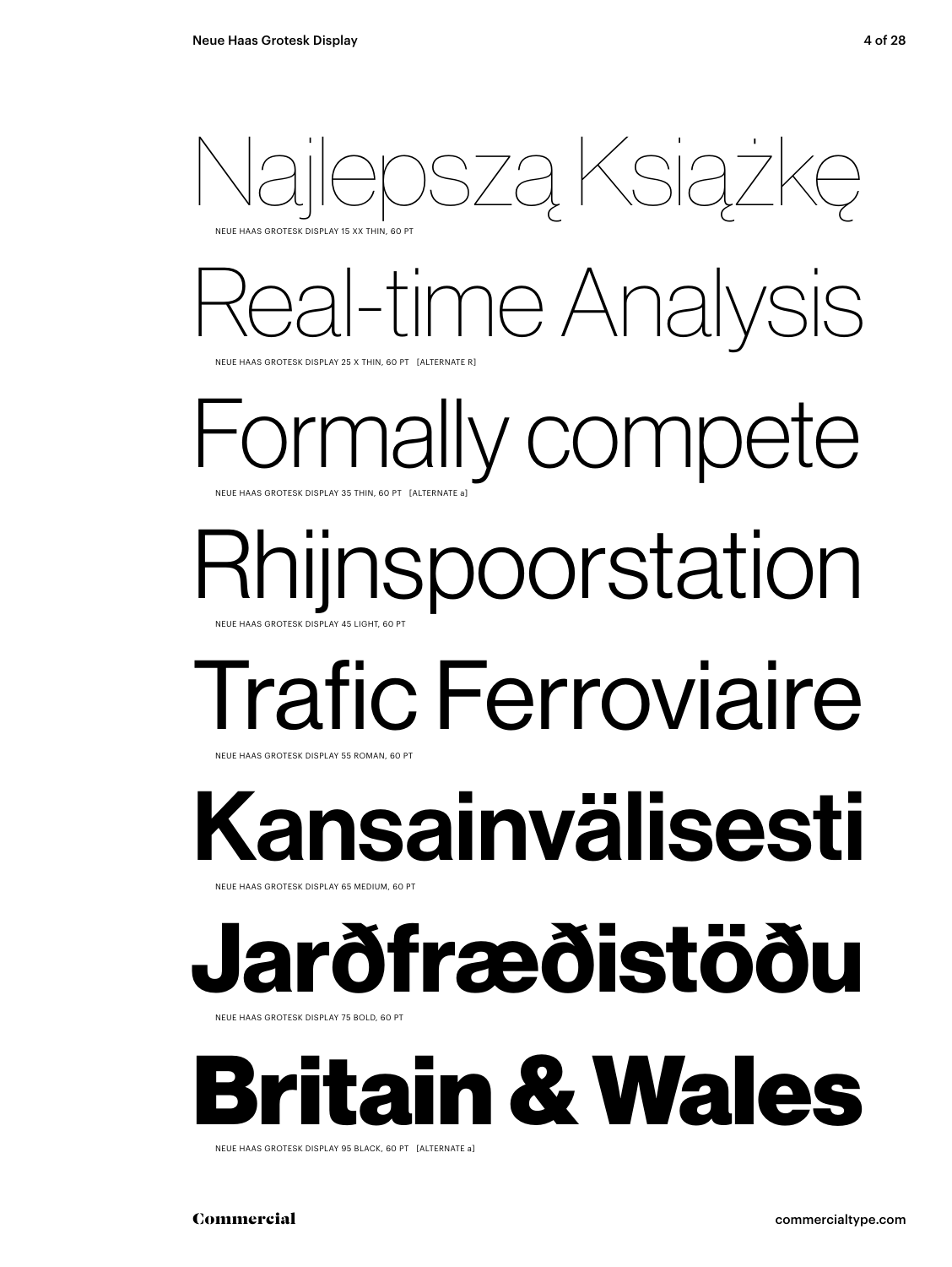Najlepszą Książkę

NEUE HAAS GROTESK DISPLAY 15 XX THIN, 60 PT

Real-time Analysis

NEUE HAAS GROTESK DISPLAY 25 X THIN, 60 PT [ALTERNATE R]

Formally compete

NEUE HAAS GROTESK DISPLAY 35 THIN, 60 PT [ALTERNATE a]

Rhijnspoorstation

NEUE HAAS GROTESK DISPLAY 45 LIGHT, 60 PT

Trafic Ferroviaire

NEUE HAAS GROTESK DISPLAY 55 ROMAN, 60 PT

**Kansainvälisesti**

NEUE HAAS GROTESK DISPLAY 65 MEDIUM, 60 PT

**Jarðfræðistöðu**

NEUE HAAS GROTESK DISPLAY 75 BOLD, 60 PT

**Britain & Wales**

NEUE HAAS GROTESK DISPLAY 95 BLACK, 60 PT [ALTERNATE a]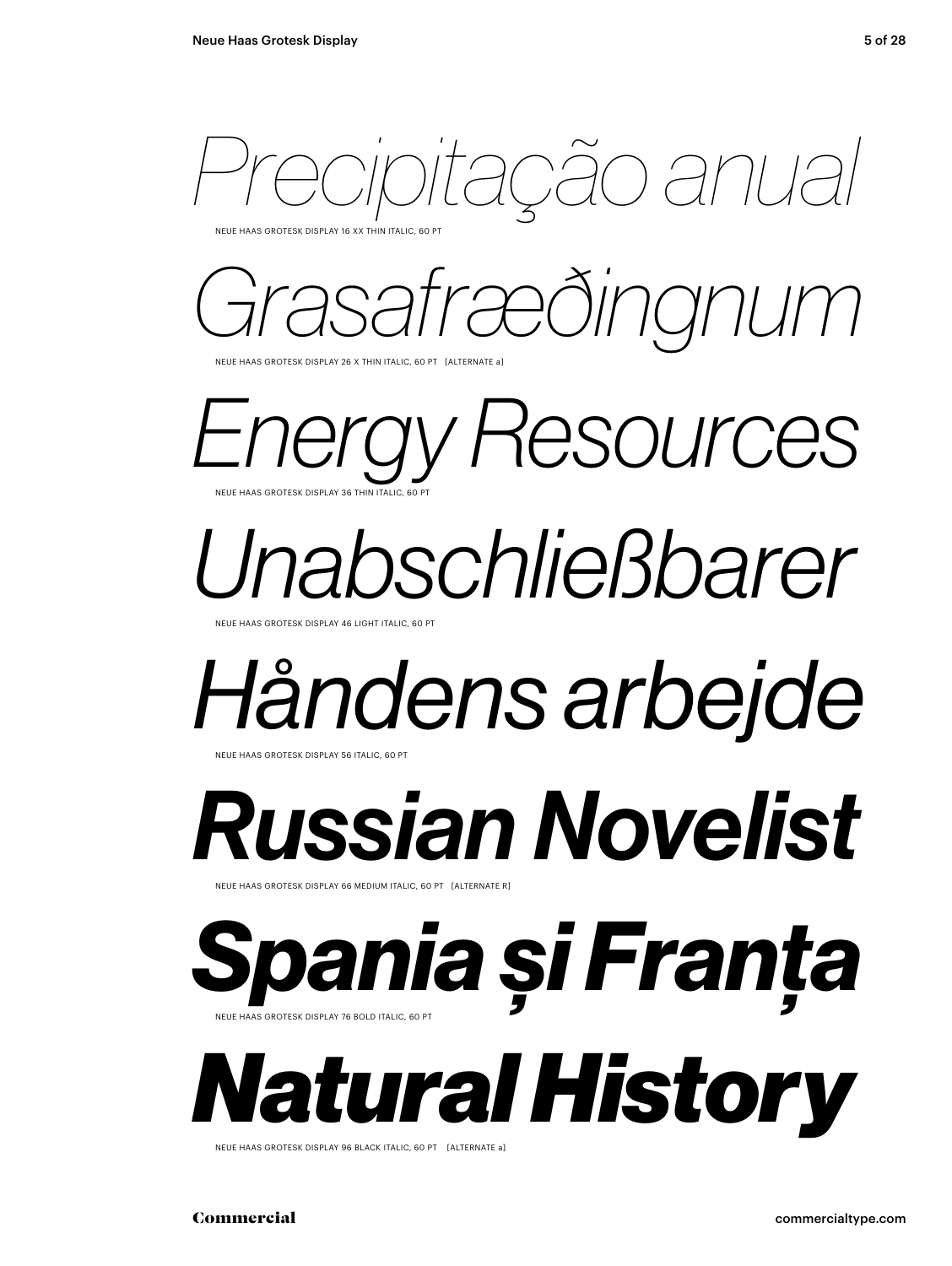*Precipitação anual*

NEUE HAAS GROTESK DISPLAY 16 XX THIN ITALIC, 60 PT

*Grasafræðingnum*

NEUE HAAS GROTESK DISPLAY 26 X THIN ITALIC, 60 PT [ALTERNATE a]

*Energy Resources*

NEUE HAAS GROTESK DISPLAY 36 THIN ITALIC, 60 PT

*Unabschließbarer*

NEUE HAAS GROTESK DISPLAY 46 LIGHT ITALIC, 60 PT

*Håndens arbejde*

NEUE HAAS GROTESK DISPLAY 56 ITALIC, 60 PT

***Russian Novelist***

NEUE HAAS GROTESK DISPLAY 66 MEDIUM ITALIC, 60 PT [ALTERNATE R]

***Spania și Franța***

NEUE HAAS GROTESK DISPLAY 76 BOLD ITALIC, 60 PT

***Natural History***

NEUE HAAS GROTESK DISPLAY 96 BLACK ITALIC, 60 PT [ALTERNATE a]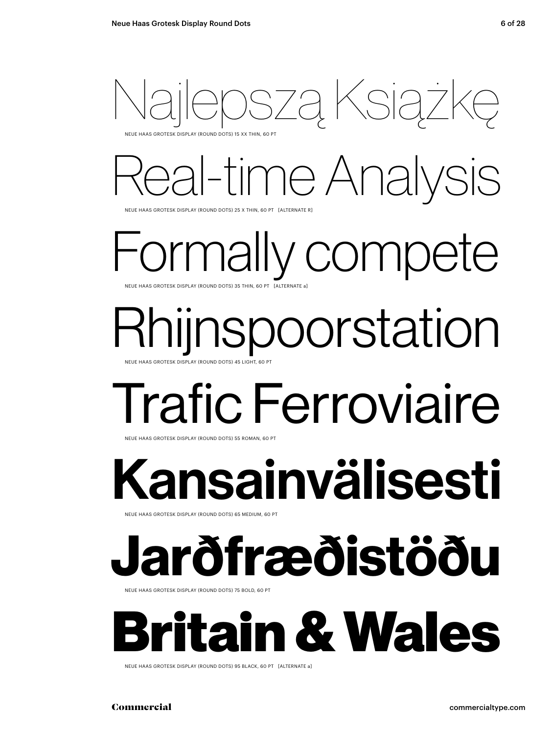Najlepszą Książkę

NEUE HAAS GROTESK DISPLAY (ROUND DOTS) 15 XX THIN, 60 PT

Real-time Analysis

NEUE HAAS GROTESK DISPLAY (ROUND DOTS) 25 X THIN, 60 PT [ALTERNATE R]

Formally compete

NEUE HAAS GROTESK DISPLAY (ROUND DOTS) 35 THIN, 60 PT [ALTERNATE a]

Rhijnspoorstation

NEUE HAAS GROTESK DISPLAY (ROUND DOTS) 45 LIGHT, 60 PT

Trafic Ferroviaire

NEUE HAAS GROTESK DISPLAY (ROUND DOTS) 55 ROMAN, 60 PT

**Kansainvälisesti**

NEUE HAAS GROTESK DISPLAY (ROUND DOTS) 65 MEDIUM, 60 PT

**Jarðfræðistöðu**

NEUE HAAS GROTESK DISPLAY (ROUND DOTS) 75 BOLD, 60 PT

**Britain & Wales**

NEUE HAAS GROTESK DISPLAY (ROUND DOTS) 95 BLACK, 60 PT [ALTERNATE a]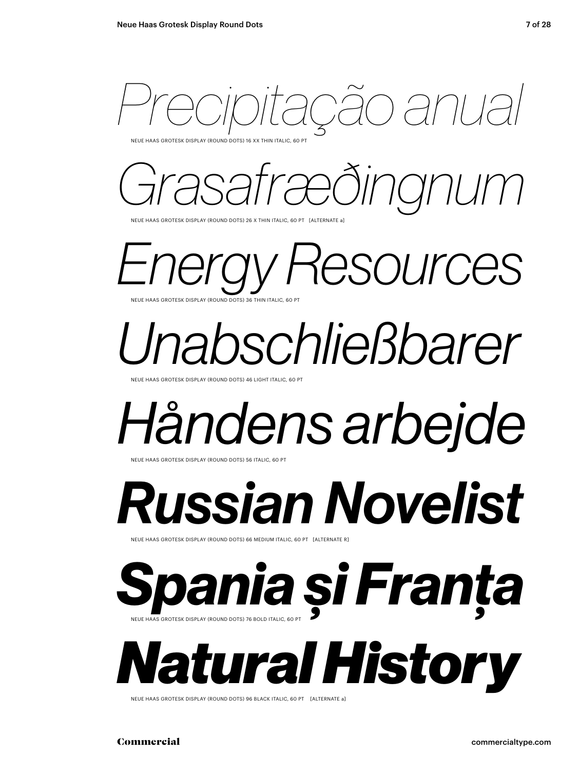*Precipitação anual*

NEUE HAAS GROTESK DISPLAY (ROUND DOTS) 16 XX THIN ITALIC, 60 PT

*Grasafræðingnum*

NEUE HAAS GROTESK DISPLAY (ROUND DOTS) 26 X THIN ITALIC, 60 PT [ALTERNATE a]

*Energy Resources*

NEUE HAAS GROTESK DISPLAY (ROUND DOTS) 36 THIN ITALIC, 60 PT

*Unabschließbarer*

NEUE HAAS GROTESK DISPLAY (ROUND DOTS) 46 LIGHT ITALIC, 60 PT

*Håndens arbejde*

NEUE HAAS GROTESK DISPLAY (ROUND DOTS) 56 ITALIC, 60 PT

***Russian Novelist***

NEUE HAAS GROTESK DISPLAY (ROUND DOTS) 66 MEDIUM ITALIC, 60 PT [ALTERNATE R]

***Spania și Franța***

NEUE HAAS GROTESK DISPLAY (ROUND DOTS) 76 BOLD ITALIC, 60 PT

***Natural History***

NEUE HAAS GROTESK DISPLAY (ROUND DOTS) 96 BLACK ITALIC, 60 PT [ALTERNATE a]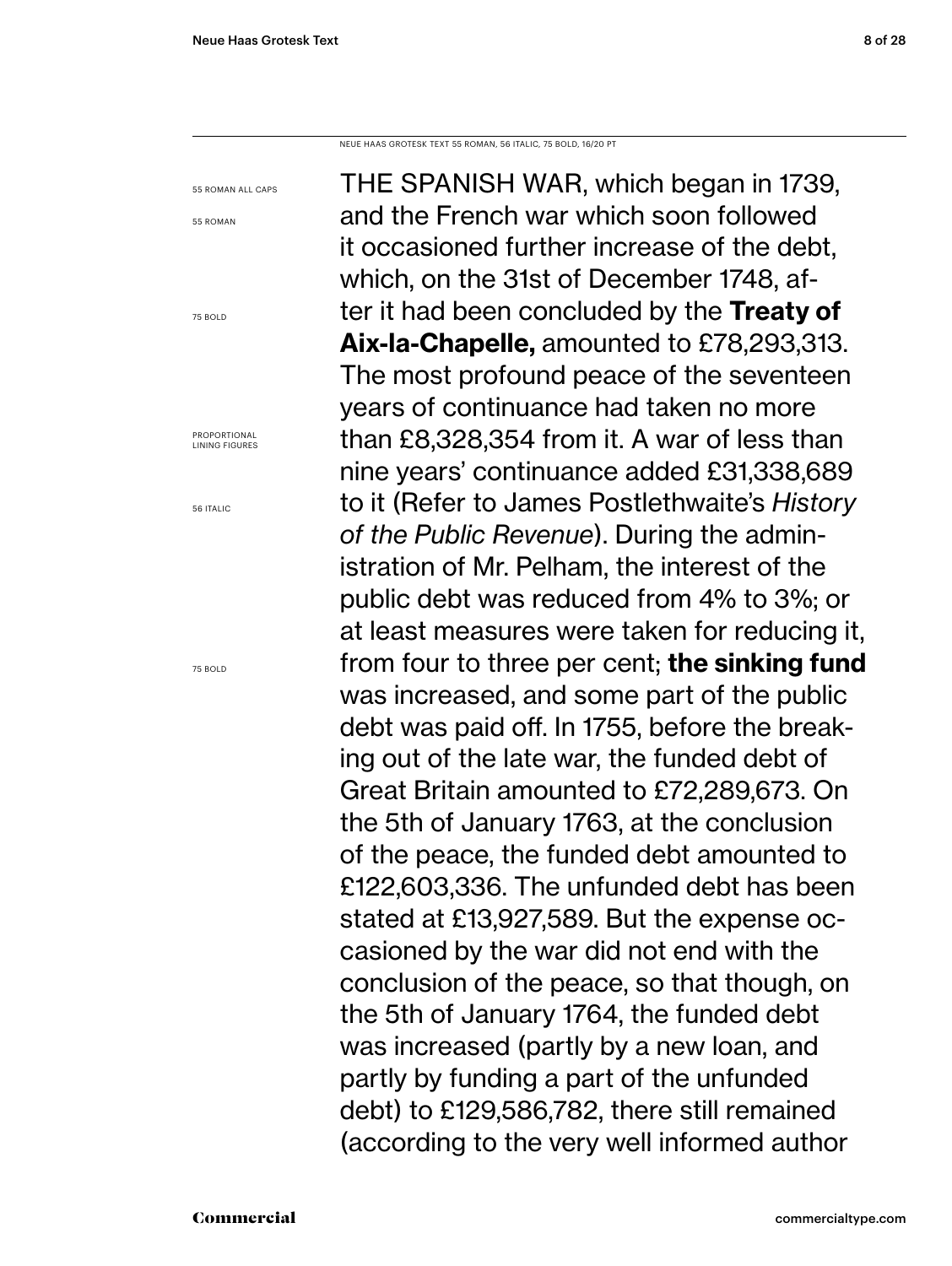NEUE HAAS GROTESK TEXT 55 ROMAN, 56 ITALIC, 75 BOLD, 16/20 PT

55 ROMAN ALL CAPS

55 ROMAN

75 BOLD

PROPORTIONAL LINING FIGURES

56 ITALIC

75 BOLD

THE SPANISH WAR, which began in 1739, and the French war which soon followed it occasioned further increase of the debt, which, on the 31st of December 1748, after it had been concluded by the **Treaty of Aix-la-Chapelle,** amounted to £78,293,313. The most profound peace of the seventeen years of continuance had taken no more than £8,328,354 from it. A war of less than nine years' continuance added £31,338,689 to it (Refer to James Postlethwaite's *History of the Public Revenue*). During the administration of Mr. Pelham, the interest of the public debt was reduced from 4% to 3%; or at least measures were taken for reducing it, from four to three per cent; **the sinking fund** was increased, and some part of the public debt was paid off. In 1755, before the breaking out of the late war, the funded debt of Great Britain amounted to £72,289,673. On the 5th of January 1763, at the conclusion of the peace, the funded debt amounted to £122,603,336. The unfunded debt has been stated at £13,927,589. But the expense occasioned by the war did not end with the conclusion of the peace, so that though, on the 5th of January 1764, the funded debt was increased (partly by a new loan, and partly by funding a part of the unfunded debt) to £129,586,782, there still remained (according to the very well informed author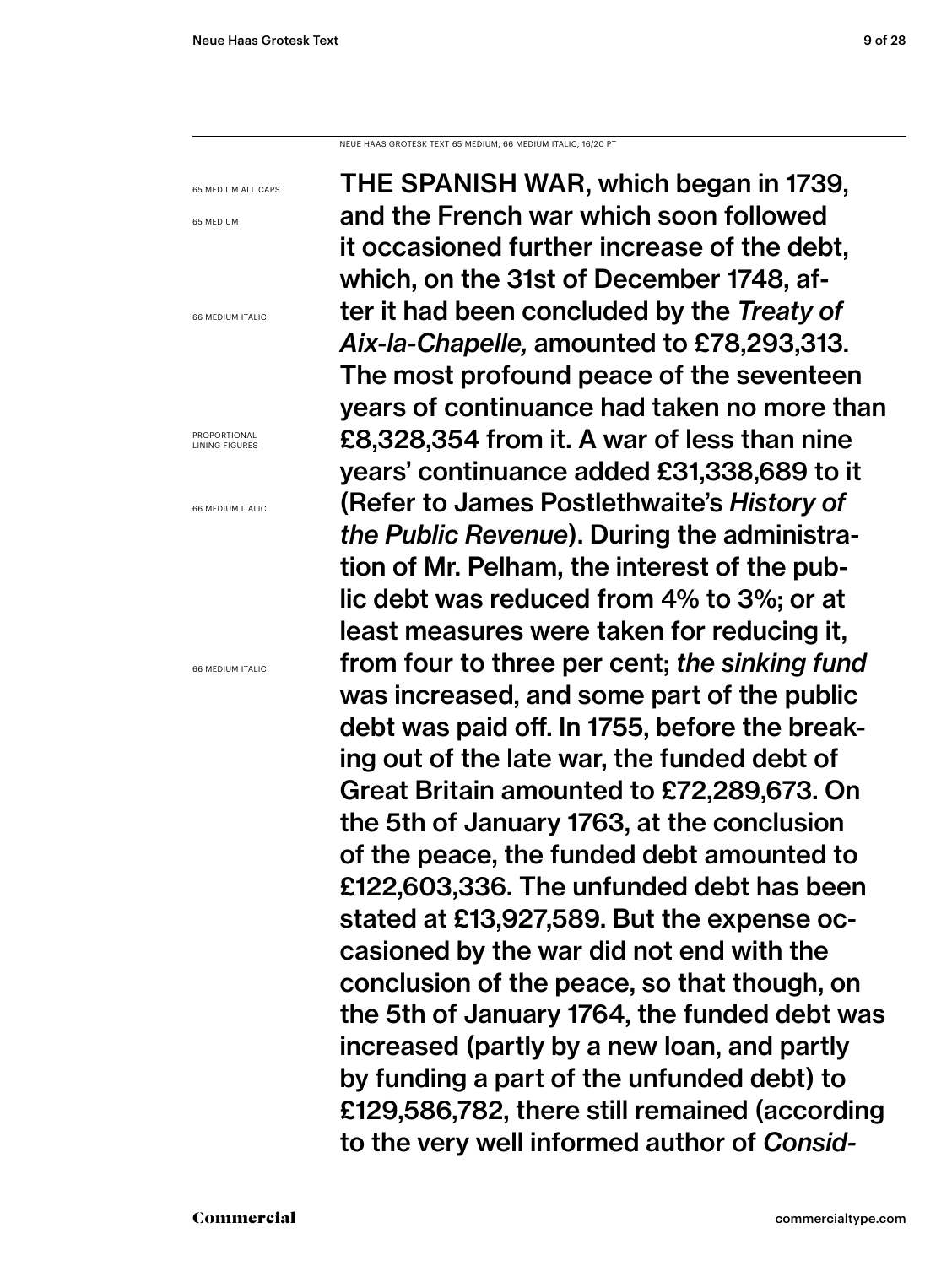NEUE HAAS GROTESK TEXT 65 MEDIUM, 66 MEDIUM ITALIC, 16/20 PT

65 MEDIUM ALL CAPS

65 MEDIUM

66 MEDIUM ITALIC

PROPORTIONAL LINING FIGURES

66 MEDIUM ITALIC

66 MEDIUM ITALIC

THE SPANISH WAR, which began in 1739, and the French war which soon followed it occasioned further increase of the debt, which, on the 31st of December 1748, after it had been concluded by the *Treaty of Aix-la-Chapelle,* amounted to £78,293,313. The most profound peace of the seventeen years of continuance had taken no more than £8,328,354 from it. A war of less than nine years' continuance added £31,338,689 to it (Refer to James Postlethwaite's *History of the Public Revenue*). During the administration of Mr. Pelham, the interest of the public debt was reduced from 4% to 3%; or at least measures were taken for reducing it, from four to three per cent; *the sinking fund* was increased, and some part of the public debt was paid off. In 1755, before the breaking out of the late war, the funded debt of Great Britain amounted to £72,289,673. On the 5th of January 1763, at the conclusion of the peace, the funded debt amounted to £122,603,336. The unfunded debt has been stated at £13,927,589. But the expense occasioned by the war did not end with the conclusion of the peace, so that though, on the 5th of January 1764, the funded debt was increased (partly by a new loan, and partly by funding a part of the unfunded debt) to £129,586,782, there still remained (according to the very well informed author of *Consid-*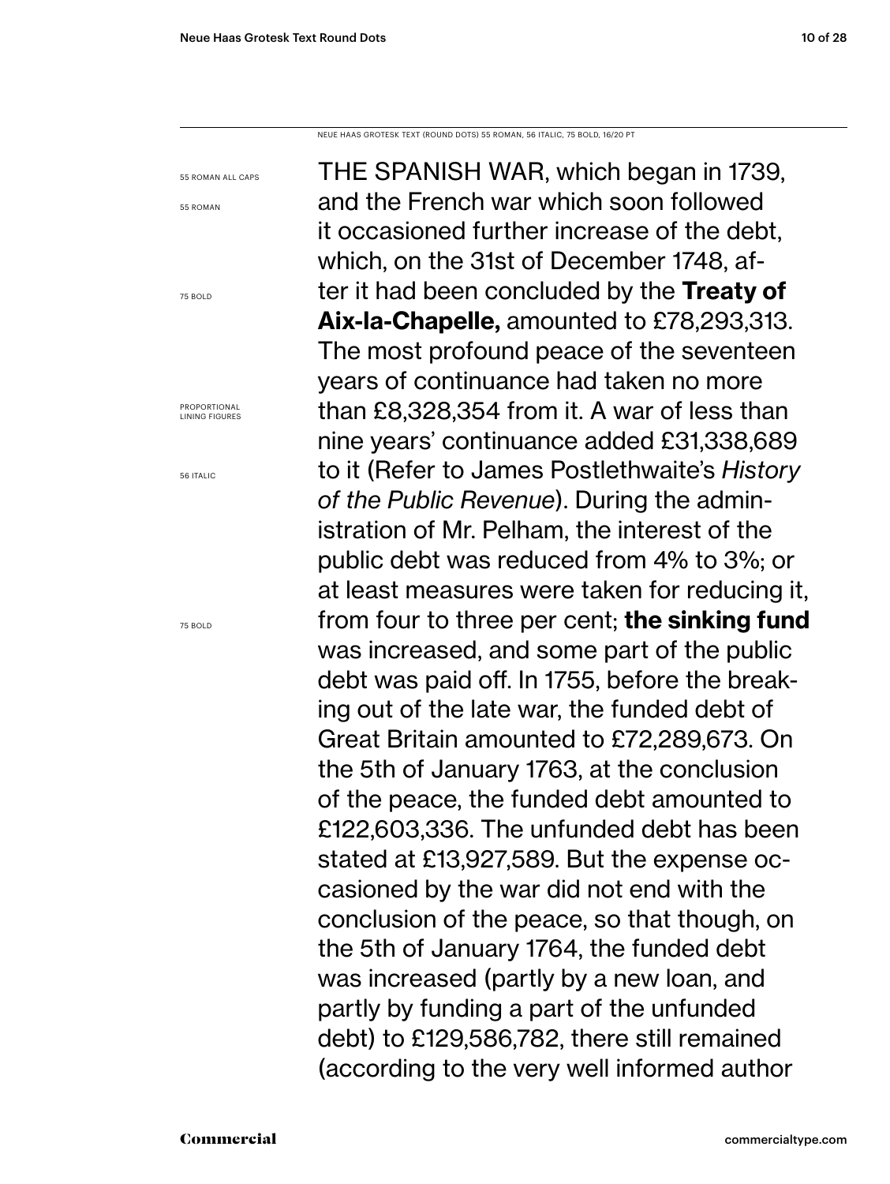NEUE HAAS GROTESK TEXT (ROUND DOTS) 55 ROMAN, 56 ITALIC, 75 BOLD, 16/20 PT

55 ROMAN ALL CAPS

55 ROMAN

75 BOLD

PROPORTIONAL LINING FIGURES

56 ITALIC

75 BOLD

THE SPANISH WAR, which began in 1739, and the French war which soon followed it occasioned further increase of the debt, which, on the 31st of December 1748, after it had been concluded by the **Treaty of Aix-la-Chapelle,** amounted to £78,293,313. The most profound peace of the seventeen years of continuance had taken no more than £8,328,354 from it. A war of less than nine years' continuance added £31,338,689 to it (Refer to James Postlethwaite's *History of the Public Revenue*). During the administration of Mr. Pelham, the interest of the public debt was reduced from 4% to 3%; or at least measures were taken for reducing it, from four to three per cent; **the sinking fund** was increased, and some part of the public debt was paid off. In 1755, before the breaking out of the late war, the funded debt of Great Britain amounted to £72,289,673. On the 5th of January 1763, at the conclusion of the peace, the funded debt amounted to £122,603,336. The unfunded debt has been stated at £13,927,589. But the expense occasioned by the war did not end with the conclusion of the peace, so that though, on the 5th of January 1764, the funded debt was increased (partly by a new loan, and partly by funding a part of the unfunded debt) to £129,586,782, there still remained (according to the very well informed author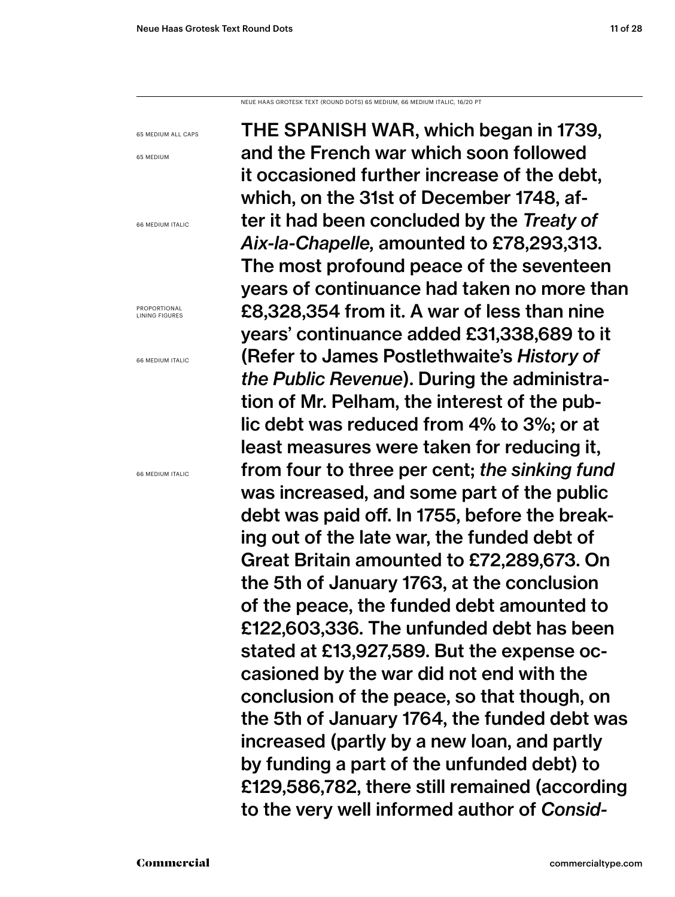NEUE HAAS GROTESK TEXT (ROUND DOTS) 65 MEDIUM, 66 MEDIUM ITALIC, 16/20 PT

65 MEDIUM ALL CAPS

65 MEDIUM

66 MEDIUM ITALIC

PROPORTIONAL LINING FIGURES

66 MEDIUM ITALIC

66 MEDIUM ITALIC

THE SPANISH WAR, which began in 1739, and the French war which soon followed it occasioned further increase of the debt, which, on the 31st of December 1748, after it had been concluded by the *Treaty of Aix-la-Chapelle,* amounted to £78,293,313. The most profound peace of the seventeen years of continuance had taken no more than £8,328,354 from it. A war of less than nine years' continuance added £31,338,689 to it (Refer to James Postlethwaite's *History of the Public Revenue*). During the administration of Mr. Pelham, the interest of the public debt was reduced from 4% to 3%; or at least measures were taken for reducing it, from four to three per cent; *the sinking fund* was increased, and some part of the public debt was paid off. In 1755, before the breaking out of the late war, the funded debt of Great Britain amounted to £72,289,673. On the 5th of January 1763, at the conclusion of the peace, the funded debt amounted to £122,603,336. The unfunded debt has been stated at £13,927,589. But the expense occasioned by the war did not end with the conclusion of the peace, so that though, on the 5th of January 1764, the funded debt was increased (partly by a new loan, and partly by funding a part of the unfunded debt) to £129,586,782, there still remained (according to the very well informed author of *Consid-*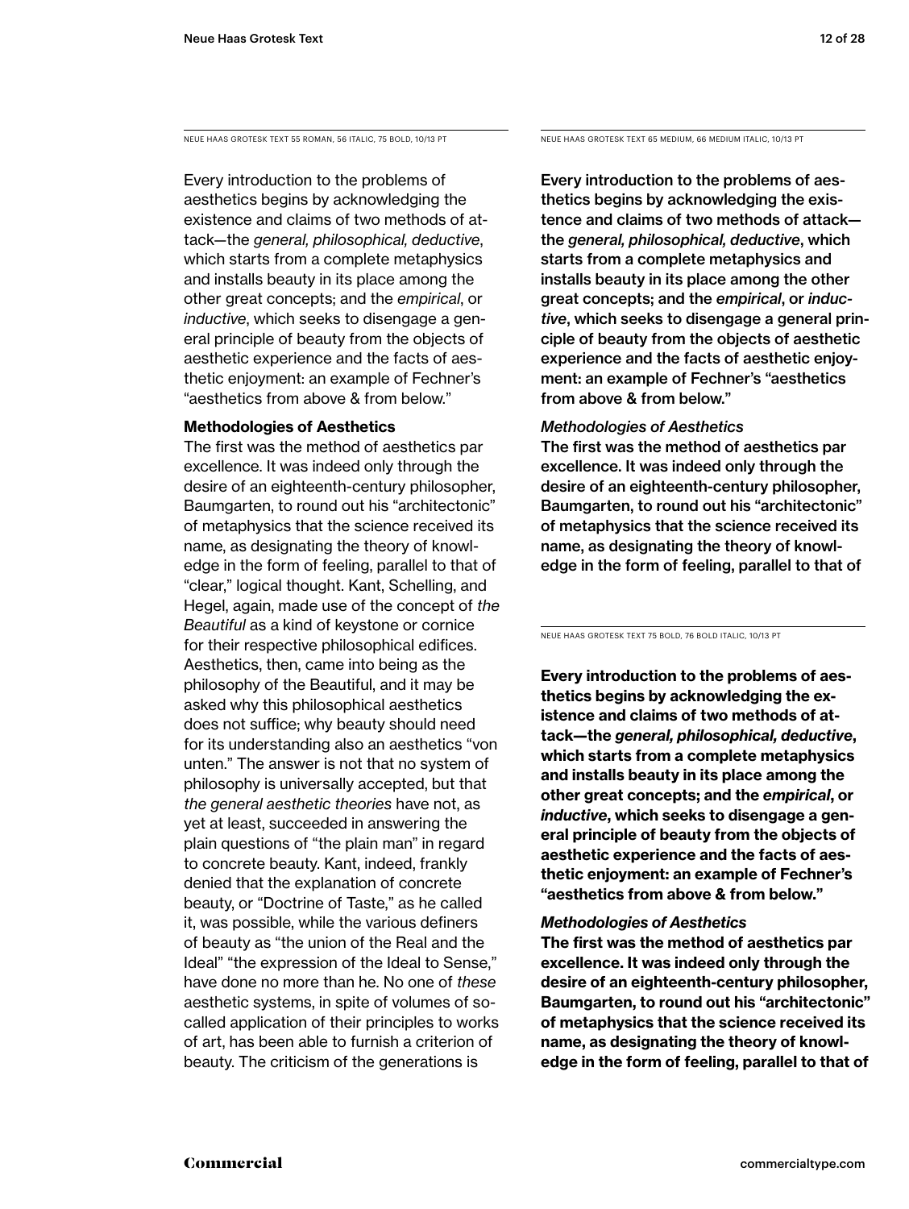NEUE HAAS GROTESK TEXT 55 ROMAN, 56 ITALIC, 75 BOLD, 10/13 PT

Every introduction to the problems of aesthetics begins by acknowledging the existence and claims of two methods of attack—the *general, philosophical, deductive*, which starts from a complete metaphysics and installs beauty in its place among the other great concepts; and the *empirical*, or *inductive*, which seeks to disengage a general principle of beauty from the objects of aesthetic experience and the facts of aesthetic enjoyment: an example of Fechner's "aesthetics from above & from below."

**Methodologies of Aesthetics**

The first was the method of aesthetics par excellence. It was indeed only through the desire of an eighteenth-century philosopher, Baumgarten, to round out his "architectonic" of metaphysics that the science received its name, as designating the theory of knowledge in the form of feeling, parallel to that of "clear," logical thought. Kant, Schelling, and Hegel, again, made use of the concept of *the Beautiful* as a kind of keystone or cornice for their respective philosophical edifices. Aesthetics, then, came into being as the philosophy of the Beautiful, and it may be asked why this philosophical aesthetics does not suffice; why beauty should need for its understanding also an aesthetics "von unten." The answer is not that no system of philosophy is universally accepted, but that *the general aesthetic theories* have not, as yet at least, succeeded in answering the plain questions of "the plain man" in regard to concrete beauty. Kant, indeed, frankly denied that the explanation of concrete beauty, or "Doctrine of Taste," as he called it, was possible, while the various definers of beauty as "the union of the Real and the Ideal" "the expression of the Ideal to Sense," have done no more than he. No one of *these* aesthetic systems, in spite of volumes of so-called application of their principles to works of art, has been able to furnish a criterion of beauty. The criticism of the generations is

NEUE HAAS GROTESK TEXT 65 MEDIUM, 66 MEDIUM ITALIC, 10/13 PT

Every introduction to the problems of aesthetics begins by acknowledging the existence and claims of two methods of attack—the *general, philosophical, deductive*, which starts from a complete metaphysics and installs beauty in its place among the other great concepts; and the *empirical*, or *inductive*, which seeks to disengage a general principle of beauty from the objects of aesthetic experience and the facts of aesthetic enjoyment: an example of Fechner's "aesthetics from above & from below."

*Methodologies of Aesthetics*

The first was the method of aesthetics par excellence. It was indeed only through the desire of an eighteenth-century philosopher, Baumgarten, to round out his "architectonic" of metaphysics that the science received its name, as designating the theory of knowledge in the form of feeling, parallel to that of

NEUE HAAS GROTESK TEXT 75 BOLD, 76 BOLD ITALIC, 10/13 PT

**Every introduction to the problems of aesthetics begins by acknowledging the existence and claims of two methods of attack—the *general, philosophical, deductive*, which starts from a complete metaphysics and installs beauty in its place among the other great concepts; and the *empirical*, or *inductive*, which seeks to disengage a general principle of beauty from the objects of aesthetic experience and the facts of aesthetic enjoyment: an example of Fechner's "aesthetics from above & from below."**

***Methodologies of Aesthetics***

**The first was the method of aesthetics par excellence. It was indeed only through the desire of an eighteenth-century philosopher, Baumgarten, to round out his "architectonic" of metaphysics that the science received its name, as designating the theory of knowledge in the form of feeling, parallel to that of**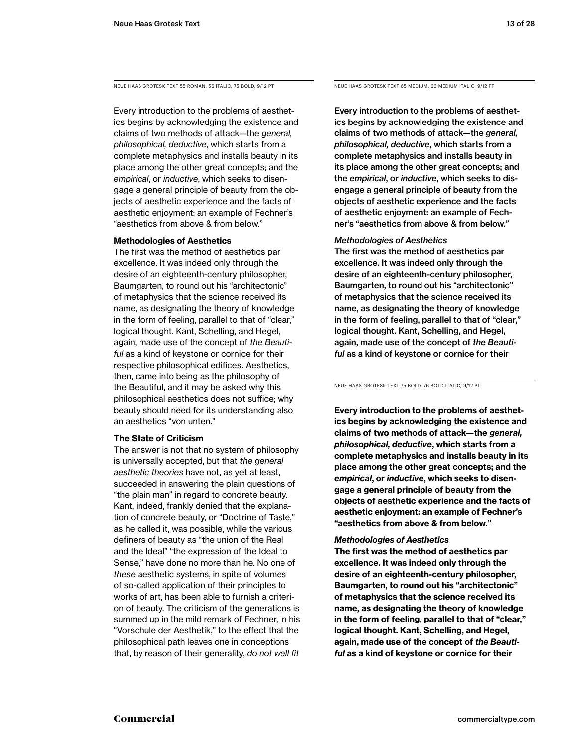NEUE HAAS GROTESK TEXT 55 ROMAN, 56 ITALIC, 75 BOLD, 9/12 PT

Every introduction to the problems of aesthetics begins by acknowledging the existence and claims of two methods of attack—the *general, philosophical, deductive*, which starts from a complete metaphysics and installs beauty in its place among the other great concepts; and the *empirical*, or *inductive*, which seeks to disengage a general principle of beauty from the objects of aesthetic experience and the facts of aesthetic enjoyment: an example of Fechner's "aesthetics from above & from below."

**Methodologies of Aesthetics**

The first was the method of aesthetics par excellence. It was indeed only through the desire of an eighteenth-century philosopher, Baumgarten, to round out his "architectonic" of metaphysics that the science received its name, as designating the theory of knowledge in the form of feeling, parallel to that of "clear," logical thought. Kant, Schelling, and Hegel, again, made use of the concept of *the Beautiful* as a kind of keystone or cornice for their respective philosophical edifices. Aesthetics, then, came into being as the philosophy of the Beautiful, and it may be asked why this philosophical aesthetics does not suffice; why beauty should need for its understanding also an aesthetics "von unten."

**The State of Criticism**

The answer is not that no system of philosophy is universally accepted, but that *the general aesthetic theories* have not, as yet at least, succeeded in answering the plain questions of "the plain man" in regard to concrete beauty. Kant, indeed, frankly denied that the explanation of concrete beauty, or "Doctrine of Taste," as he called it, was possible, while the various definers of beauty as "the union of the Real and the Ideal" "the expression of the Ideal to Sense," have done no more than he. No one of *these* aesthetic systems, in spite of volumes of so-called application of their principles to works of art, has been able to furnish a criterion of beauty. The criticism of the generations is summed up in the mild remark of Fechner, in his "Vorschule der Aesthetik," to the effect that the philosophical path leaves one in conceptions that, by reason of their generality, *do not well fit*

NEUE HAAS GROTESK TEXT 65 MEDIUM, 66 MEDIUM ITALIC, 9/12 PT

Every introduction to the problems of aesthetics begins by acknowledging the existence and claims of two methods of attack—the *general, philosophical, deductive*, which starts from a complete metaphysics and installs beauty in its place among the other great concepts; and the *empirical*, or *inductive*, which seeks to disengage a general principle of beauty from the objects of aesthetic experience and the facts of aesthetic enjoyment: an example of Fechner's "aesthetics from above & from below."

*Methodologies of Aesthetics*

The first was the method of aesthetics par excellence. It was indeed only through the desire of an eighteenth-century philosopher, Baumgarten, to round out his "architectonic" of metaphysics that the science received its name, as designating the theory of knowledge in the form of feeling, parallel to that of "clear," logical thought. Kant, Schelling, and Hegel, again, made use of the concept of *the Beautiful* as a kind of keystone or cornice for their

NEUE HAAS GROTESK TEXT 75 BOLD, 76 BOLD ITALIC, 9/12 PT

**Every introduction to the problems of aesthetics begins by acknowledging the existence and claims of two methods of attack—the *general, philosophical, deductive*, which starts from a complete metaphysics and installs beauty in its place among the other great concepts; and the *empirical*, or *inductive*, which seeks to disengage a general principle of beauty from the objects of aesthetic experience and the facts of aesthetic enjoyment: an example of Fechner's "aesthetics from above & from below."**

***Methodologies of Aesthetics***

**The first was the method of aesthetics par excellence. It was indeed only through the desire of an eighteenth-century philosopher, Baumgarten, to round out his "architectonic" of metaphysics that the science received its name, as designating the theory of knowledge in the form of feeling, parallel to that of "clear," logical thought. Kant, Schelling, and Hegel, again, made use of the concept of *the Beautiful* as a kind of keystone or cornice for their**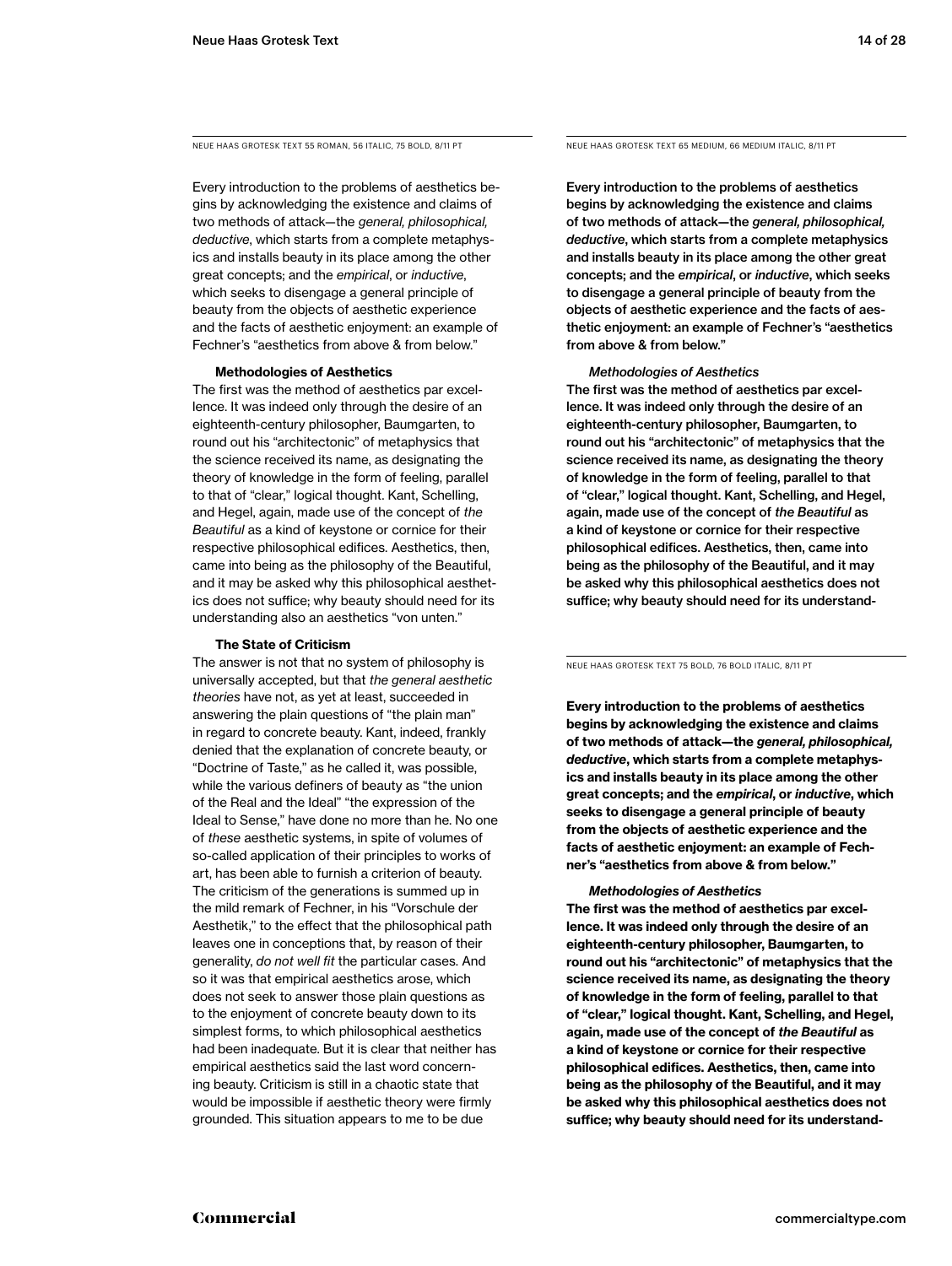NEUE HAAS GROTESK TEXT 55 ROMAN, 56 ITALIC, 75 BOLD, 8/11 PT

Every introduction to the problems of aesthetics begins by acknowledging the existence and claims of two methods of attack—the *general, philosophical, deductive*, which starts from a complete metaphysics and installs beauty in its place among the other great concepts; and the *empirical*, or *inductive*, which seeks to disengage a general principle of beauty from the objects of aesthetic experience and the facts of aesthetic enjoyment: an example of Fechner's "aesthetics from above & from below."

**Methodologies of Aesthetics**

The first was the method of aesthetics par excellence. It was indeed only through the desire of an eighteenth-century philosopher, Baumgarten, to round out his "architectonic" of metaphysics that the science received its name, as designating the theory of knowledge in the form of feeling, parallel to that of "clear," logical thought. Kant, Schelling, and Hegel, again, made use of the concept of *the Beautiful* as a kind of keystone or cornice for their respective philosophical edifices. Aesthetics, then, came into being as the philosophy of the Beautiful, and it may be asked why this philosophical aesthetics does not suffice; why beauty should need for its understanding also an aesthetics "von unten."

**The State of Criticism**

The answer is not that no system of philosophy is universally accepted, but that *the general aesthetic theories* have not, as yet at least, succeeded in answering the plain questions of "the plain man" in regard to concrete beauty. Kant, indeed, frankly denied that the explanation of concrete beauty, or "Doctrine of Taste," as he called it, was possible, while the various definers of beauty as "the union of the Real and the Ideal" "the expression of the Ideal to Sense," have done no more than he. No one of *these* aesthetic systems, in spite of volumes of so-called application of their principles to works of art, has been able to furnish a criterion of beauty. The criticism of the generations is summed up in the mild remark of Fechner, in his "Vorschule der Aesthetik," to the effect that the philosophical path leaves one in conceptions that, by reason of their generality, *do not well fit* the particular cases. And so it was that empirical aesthetics arose, which does not seek to answer those plain questions as to the enjoyment of concrete beauty down to its simplest forms, to which philosophical aesthetics had been inadequate. But it is clear that neither has empirical aesthetics said the last word concerning beauty. Criticism is still in a chaotic state that would be impossible if aesthetic theory were firmly grounded. This situation appears to me to be due

NEUE HAAS GROTESK TEXT 65 MEDIUM, 66 MEDIUM ITALIC, 8/11 PT

Every introduction to the problems of aesthetics begins by acknowledging the existence and claims of two methods of attack—the *general, philosophical, deductive*, which starts from a complete metaphysics and installs beauty in its place among the other great concepts; and the *empirical*, or *inductive*, which seeks to disengage a general principle of beauty from the objects of aesthetic experience and the facts of aesthetic enjoyment: an example of Fechner's "aesthetics from above & from below."

*Methodologies of Aesthetics*

The first was the method of aesthetics par excellence. It was indeed only through the desire of an eighteenth-century philosopher, Baumgarten, to round out his "architectonic" of metaphysics that the science received its name, as designating the theory of knowledge in the form of feeling, parallel to that of "clear," logical thought. Kant, Schelling, and Hegel, again, made use of the concept of *the Beautiful* as a kind of keystone or cornice for their respective philosophical edifices. Aesthetics, then, came into being as the philosophy of the Beautiful, and it may be asked why this philosophical aesthetics does not suffice; why beauty should need for its understand-

NEUE HAAS GROTESK TEXT 75 BOLD, 76 BOLD ITALIC, 8/11 PT

**Every introduction to the problems of aesthetics begins by acknowledging the existence and claims of two methods of attack—the *general, philosophical, deductive*, which starts from a complete metaphysics and installs beauty in its place among the other great concepts; and the *empirical*, or *inductive*, which seeks to disengage a general principle of beauty from the objects of aesthetic experience and the facts of aesthetic enjoyment: an example of Fechner's "aesthetics from above & from below."**

***Methodologies of Aesthetics***

**The first was the method of aesthetics par excellence. It was indeed only through the desire of an eighteenth-century philosopher, Baumgarten, to round out his "architectonic" of metaphysics that the science received its name, as designating the theory of knowledge in the form of feeling, parallel to that of "clear," logical thought. Kant, Schelling, and Hegel, again, made use of the concept of *the Beautiful* as a kind of keystone or cornice for their respective philosophical edifices. Aesthetics, then, came into being as the philosophy of the Beautiful, and it may be asked why this philosophical aesthetics does not suffice; why beauty should need for its understand-**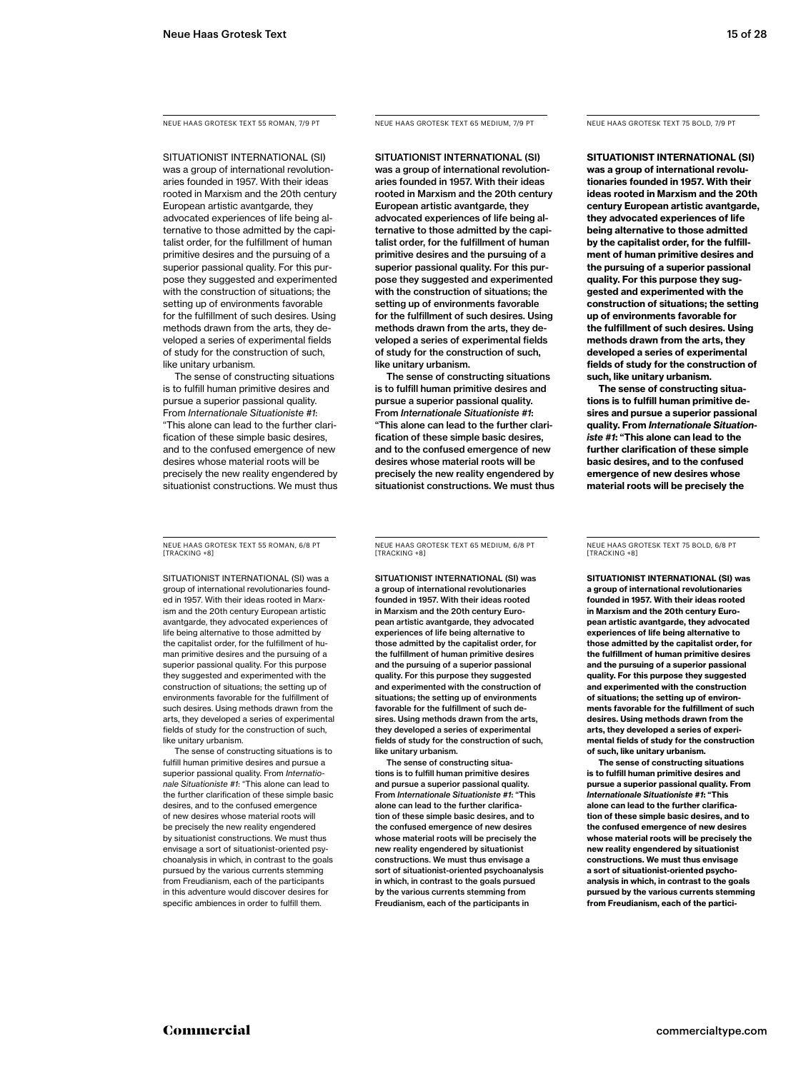NEUE HAAS GROTESK TEXT 55 ROMAN, 7/9 PT

SITUATIONIST INTERNATIONAL (SI) was a group of international revolutionaries founded in 1957. With their ideas rooted in Marxism and the 20th century European artistic avantgarde, they advocated experiences of life being alternative to those admitted by the capitalist order, for the fulfillment of human primitive desires and the pursuing of a superior passional quality. For this purpose they suggested and experimented with the construction of situations; the setting up of environments favorable for the fulfillment of such desires. Using methods drawn from the arts, they developed a series of experimental fields of study for the construction of such, like unitary urbanism.

The sense of constructing situations is to fulfill human primitive desires and pursue a superior passional quality. From *Internationale Situationiste #1*: "This alone can lead to the further clarification of these simple basic desires, and to the confused emergence of new desires whose material roots will be precisely the new reality engendered by situationist constructions. We must thus

NEUE HAAS GROTESK TEXT 65 MEDIUM, 7/9 PT

SITUATIONIST INTERNATIONAL (SI) was a group of international revolutionaries founded in 1957. With their ideas rooted in Marxism and the 20th century European artistic avantgarde, they advocated experiences of life being alternative to those admitted by the capitalist order, for the fulfillment of human primitive desires and the pursuing of a superior passional quality. For this purpose they suggested and experimented with the construction of situations; the setting up of environments favorable for the fulfillment of such desires. Using methods drawn from the arts, they developed a series of experimental fields of study for the construction of such, like unitary urbanism.

The sense of constructing situations is to fulfill human primitive desires and pursue a superior passional quality. From *Internationale Situationiste #1*: "This alone can lead to the further clarification of these simple basic desires, and to the confused emergence of new desires whose material roots will be precisely the new reality engendered by situationist constructions. We must thus

NEUE HAAS GROTESK TEXT 75 BOLD, 7/9 PT

**SITUATIONIST INTERNATIONAL (SI) was a group of international revolutionaries founded in 1957. With their ideas rooted in Marxism and the 20th century European artistic avantgarde, they advocated experiences of life being alternative to those admitted by the capitalist order, for the fulfillment of human primitive desires and the pursuing of a superior passional quality. For this purpose they suggested and experimented with the construction of situations; the setting up of environments favorable for the fulfillment of such desires. Using methods drawn from the arts, they developed a series of experimental fields of study for the construction of such, like unitary urbanism.**

**The sense of constructing situations is to fulfill human primitive desires and pursue a superior passional quality. From *Internationale Situationiste #1*: "This alone can lead to the further clarification of these simple basic desires, and to the confused emergence of new desires whose material roots will be precisely the**

NEUE HAAS GROTESK TEXT 55 ROMAN, 6/8 PT [TRACKING +8]

SITUATIONIST INTERNATIONAL (SI) was a group of international revolutionaries founded in 1957. With their ideas rooted in Marxism and the 20th century European artistic avantgarde, they advocated experiences of life being alternative to those admitted by the capitalist order, for the fulfillment of human primitive desires and the pursuing of a superior passional quality. For this purpose they suggested and experimented with the construction of situations; the setting up of environments favorable for the fulfillment of such desires. Using methods drawn from the arts, they developed a series of experimental fields of study for the construction of such, like unitary urbanism.

The sense of constructing situations is to fulfill human primitive desires and pursue a superior passional quality. From *Internationale Situationiste #1*: "This alone can lead to the further clarification of these simple basic desires, and to the confused emergence of new desires whose material roots will be precisely the new reality engendered by situationist constructions. We must thus envisage a sort of situationist-oriented psychoanalysis in which, in contrast to the goals pursued by the various currents stemming from Freudianism, each of the participants in this adventure would discover desires for specific ambiences in order to fulfill them.

NEUE HAAS GROTESK TEXT 65 MEDIUM, 6/8 PT [TRACKING +8]

SITUATIONIST INTERNATIONAL (SI) was a group of international revolutionaries founded in 1957. With their ideas rooted in Marxism and the 20th century European artistic avantgarde, they advocated experiences of life being alternative to those admitted by the capitalist order, for the fulfillment of human primitive desires and the pursuing of a superior passional quality. For this purpose they suggested and experimented with the construction of situations; the setting up of environments favorable for the fulfillment of such desires. Using methods drawn from the arts, they developed a series of experimental fields of study for the construction of such, like unitary urbanism.

The sense of constructing situations is to fulfill human primitive desires and pursue a superior passional quality. From *Internationale Situationiste #1*: "This alone can lead to the further clarification of these simple basic desires, and to the confused emergence of new desires whose material roots will be precisely the new reality engendered by situationist constructions. We must thus envisage a sort of situationist-oriented psychoanalysis in which, in contrast to the goals pursued by the various currents stemming from Freudianism, each of the participants in

NEUE HAAS GROTESK TEXT 75 BOLD, 6/8 PT [TRACKING +8]

**SITUATIONIST INTERNATIONAL (SI) was a group of international revolutionaries founded in 1957. With their ideas rooted in Marxism and the 20th century European artistic avantgarde, they advocated experiences of life being alternative to those admitted by the capitalist order, for the fulfillment of human primitive desires and the pursuing of a superior passional quality. For this purpose they suggested and experimented with the construction of situations; the setting up of environments favorable for the fulfillment of such desires. Using methods drawn from the arts, they developed a series of experimental fields of study for the construction of such, like unitary urbanism.**

**The sense of constructing situations is to fulfill human primitive desires and pursue a superior passional quality. From *Internationale Situationiste #1*: "This alone can lead to the further clarification of these simple basic desires, and to the confused emergence of new desires whose material roots will be precisely the new reality engendered by situationist constructions. We must thus envisage a sort of situationist-oriented psychoanalysis in which, in contrast to the goals pursued by the various currents stemming from Freudianism, each of the partici-**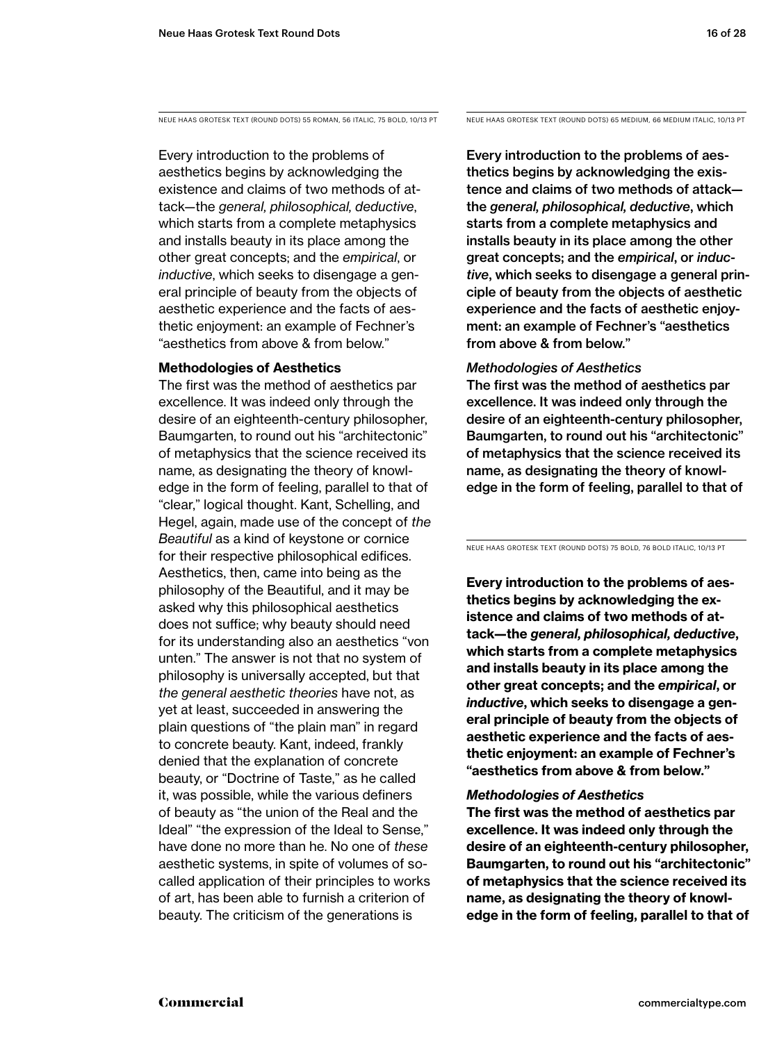NEUE HAAS GROTESK TEXT (ROUND DOTS) 55 ROMAN, 56 ITALIC, 75 BOLD, 10/13 PT

Every introduction to the problems of aesthetics begins by acknowledging the existence and claims of two methods of attack—the *general, philosophical, deductive*, which starts from a complete metaphysics and installs beauty in its place among the other great concepts; and the *empirical*, or *inductive*, which seeks to disengage a general principle of beauty from the objects of aesthetic experience and the facts of aesthetic enjoyment: an example of Fechner's "aesthetics from above & from below."

**Methodologies of Aesthetics**

The first was the method of aesthetics par excellence. It was indeed only through the desire of an eighteenth-century philosopher, Baumgarten, to round out his "architectonic" of metaphysics that the science received its name, as designating the theory of knowledge in the form of feeling, parallel to that of "clear," logical thought. Kant, Schelling, and Hegel, again, made use of the concept of *the Beautiful* as a kind of keystone or cornice for their respective philosophical edifices. Aesthetics, then, came into being as the philosophy of the Beautiful, and it may be asked why this philosophical aesthetics does not suffice; why beauty should need for its understanding also an aesthetics "von unten." The answer is not that no system of philosophy is universally accepted, but that *the general aesthetic theories* have not, as yet at least, succeeded in answering the plain questions of "the plain man" in regard to concrete beauty. Kant, indeed, frankly denied that the explanation of concrete beauty, or "Doctrine of Taste," as he called it, was possible, while the various definers of beauty as "the union of the Real and the Ideal" "the expression of the Ideal to Sense," have done no more than he. No one of *these* aesthetic systems, in spite of volumes of so-called application of their principles to works of art, has been able to furnish a criterion of beauty. The criticism of the generations is

NEUE HAAS GROTESK TEXT (ROUND DOTS) 65 MEDIUM, 66 MEDIUM ITALIC, 10/13 PT

Every introduction to the problems of aesthetics begins by acknowledging the existence and claims of two methods of attack—the *general, philosophical, deductive*, which starts from a complete metaphysics and installs beauty in its place among the other great concepts; and the *empirical*, or *inductive*, which seeks to disengage a general principle of beauty from the objects of aesthetic experience and the facts of aesthetic enjoyment: an example of Fechner's "aesthetics from above & from below."

*Methodologies of Aesthetics*

The first was the method of aesthetics par excellence. It was indeed only through the desire of an eighteenth-century philosopher, Baumgarten, to round out his "architectonic" of metaphysics that the science received its name, as designating the theory of knowledge in the form of feeling, parallel to that of

NEUE HAAS GROTESK TEXT (ROUND DOTS) 75 BOLD, 76 BOLD ITALIC, 10/13 PT

**Every introduction to the problems of aesthetics begins by acknowledging the existence and claims of two methods of attack—the *general, philosophical, deductive*, which starts from a complete metaphysics and installs beauty in its place among the other great concepts; and the *empirical*, or *inductive*, which seeks to disengage a general principle of beauty from the objects of aesthetic experience and the facts of aesthetic enjoyment: an example of Fechner's "aesthetics from above & from below."**

***Methodologies of Aesthetics***

**The first was the method of aesthetics par excellence. It was indeed only through the desire of an eighteenth-century philosopher, Baumgarten, to round out his "architectonic" of metaphysics that the science received its name, as designating the theory of knowledge in the form of feeling, parallel to that of**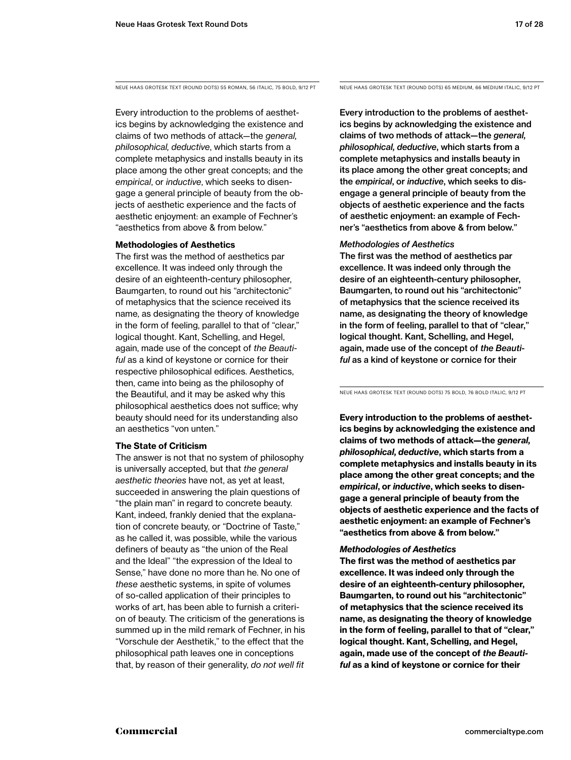NEUE HAAS GROTESK TEXT (ROUND DOTS) 55 ROMAN, 56 ITALIC, 75 BOLD, 9/12 PT

Every introduction to the problems of aesthetics begins by acknowledging the existence and claims of two methods of attack—the *general, philosophical, deductive*, which starts from a complete metaphysics and installs beauty in its place among the other great concepts; and the *empirical*, or *inductive*, which seeks to disengage a general principle of beauty from the objects of aesthetic experience and the facts of aesthetic enjoyment: an example of Fechner's "aesthetics from above & from below."

**Methodologies of Aesthetics**

The first was the method of aesthetics par excellence. It was indeed only through the desire of an eighteenth-century philosopher, Baumgarten, to round out his "architectonic" of metaphysics that the science received its name, as designating the theory of knowledge in the form of feeling, parallel to that of "clear," logical thought. Kant, Schelling, and Hegel, again, made use of the concept of *the Beautiful* as a kind of keystone or cornice for their respective philosophical edifices. Aesthetics, then, came into being as the philosophy of the Beautiful, and it may be asked why this philosophical aesthetics does not suffice; why beauty should need for its understanding also an aesthetics "von unten."

**The State of Criticism**

The answer is not that no system of philosophy is universally accepted, but that *the general aesthetic theories* have not, as yet at least, succeeded in answering the plain questions of "the plain man" in regard to concrete beauty. Kant, indeed, frankly denied that the explanation of concrete beauty, or "Doctrine of Taste," as he called it, was possible, while the various definers of beauty as "the union of the Real and the Ideal" "the expression of the Ideal to Sense," have done no more than he. No one of *these* aesthetic systems, in spite of volumes of so-called application of their principles to works of art, has been able to furnish a criterion of beauty. The criticism of the generations is summed up in the mild remark of Fechner, in his "Vorschule der Aesthetik," to the effect that the philosophical path leaves one in conceptions that, by reason of their generality, *do not well fit*

NEUE HAAS GROTESK TEXT (ROUND DOTS) 65 MEDIUM, 66 MEDIUM ITALIC, 9/12 PT

Every introduction to the problems of aesthetics begins by acknowledging the existence and claims of two methods of attack—the *general, philosophical, deductive*, which starts from a complete metaphysics and installs beauty in its place among the other great concepts; and the *empirical*, or *inductive*, which seeks to disengage a general principle of beauty from the objects of aesthetic experience and the facts of aesthetic enjoyment: an example of Fechner's "aesthetics from above & from below."

*Methodologies of Aesthetics*

The first was the method of aesthetics par excellence. It was indeed only through the desire of an eighteenth-century philosopher, Baumgarten, to round out his "architectonic" of metaphysics that the science received its name, as designating the theory of knowledge in the form of feeling, parallel to that of "clear," logical thought. Kant, Schelling, and Hegel, again, made use of the concept of *the Beautiful* as a kind of keystone or cornice for their

NEUE HAAS GROTESK TEXT (ROUND DOTS) 75 BOLD, 76 BOLD ITALIC, 9/12 PT

**Every introduction to the problems of aesthetics begins by acknowledging the existence and claims of two methods of attack—the *general, philosophical, deductive*, which starts from a complete metaphysics and installs beauty in its place among the other great concepts; and the *empirical*, or *inductive*, which seeks to disengage a general principle of beauty from the objects of aesthetic experience and the facts of aesthetic enjoyment: an example of Fechner's "aesthetics from above & from below."**

***Methodologies of Aesthetics***

**The first was the method of aesthetics par excellence. It was indeed only through the desire of an eighteenth-century philosopher, Baumgarten, to round out his "architectonic" of metaphysics that the science received its name, as designating the theory of knowledge in the form of feeling, parallel to that of "clear," logical thought. Kant, Schelling, and Hegel, again, made use of the concept of *the Beautiful* as a kind of keystone or cornice for their**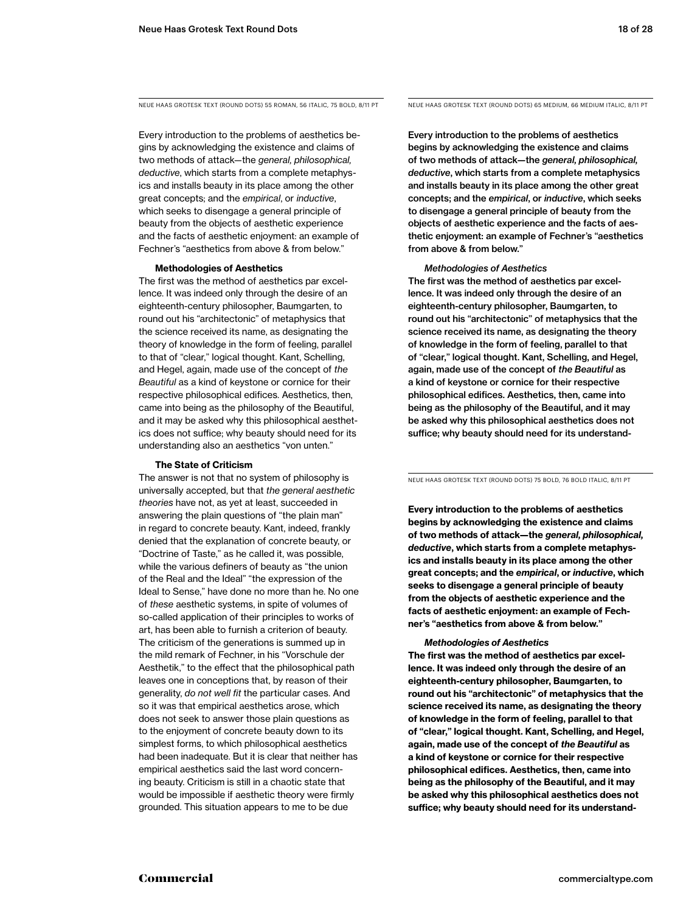NEUE HAAS GROTESK TEXT (ROUND DOTS) 55 ROMAN, 56 ITALIC, 75 BOLD, 8/11 PT

Every introduction to the problems of aesthetics begins by acknowledging the existence and claims of two methods of attack—the *general, philosophical, deductive*, which starts from a complete metaphysics and installs beauty in its place among the other great concepts; and the *empirical*, or *inductive*, which seeks to disengage a general principle of beauty from the objects of aesthetic experience and the facts of aesthetic enjoyment: an example of Fechner's "aesthetics from above & from below."

**Methodologies of Aesthetics**

The first was the method of aesthetics par excellence. It was indeed only through the desire of an eighteenth-century philosopher, Baumgarten, to round out his "architectonic" of metaphysics that the science received its name, as designating the theory of knowledge in the form of feeling, parallel to that of "clear," logical thought. Kant, Schelling, and Hegel, again, made use of the concept of *the Beautiful* as a kind of keystone or cornice for their respective philosophical edifices. Aesthetics, then, came into being as the philosophy of the Beautiful, and it may be asked why this philosophical aesthetics does not suffice; why beauty should need for its understanding also an aesthetics "von unten."

**The State of Criticism**

The answer is not that no system of philosophy is universally accepted, but that *the general aesthetic theories* have not, as yet at least, succeeded in answering the plain questions of "the plain man" in regard to concrete beauty. Kant, indeed, frankly denied that the explanation of concrete beauty, or "Doctrine of Taste," as he called it, was possible, while the various definers of beauty as "the union of the Real and the Ideal" "the expression of the Ideal to Sense," have done no more than he. No one of *these* aesthetic systems, in spite of volumes of so-called application of their principles to works of art, has been able to furnish a criterion of beauty. The criticism of the generations is summed up in the mild remark of Fechner, in his "Vorschule der Aesthetik," to the effect that the philosophical path leaves one in conceptions that, by reason of their generality, *do not well fit* the particular cases. And so it was that empirical aesthetics arose, which does not seek to answer those plain questions as to the enjoyment of concrete beauty down to its simplest forms, to which philosophical aesthetics had been inadequate. But it is clear that neither has empirical aesthetics said the last word concerning beauty. Criticism is still in a chaotic state that would be impossible if aesthetic theory were firmly grounded. This situation appears to me to be due

NEUE HAAS GROTESK TEXT (ROUND DOTS) 65 MEDIUM, 66 MEDIUM ITALIC, 8/11 PT

Every introduction to the problems of aesthetics begins by acknowledging the existence and claims of two methods of attack—the *general, philosophical, deductive*, which starts from a complete metaphysics and installs beauty in its place among the other great concepts; and the *empirical*, or *inductive*, which seeks to disengage a general principle of beauty from the objects of aesthetic experience and the facts of aesthetic enjoyment: an example of Fechner's "aesthetics from above & from below."

*Methodologies of Aesthetics*

The first was the method of aesthetics par excellence. It was indeed only through the desire of an eighteenth-century philosopher, Baumgarten, to round out his "architectonic" of metaphysics that the science received its name, as designating the theory of knowledge in the form of feeling, parallel to that of "clear," logical thought. Kant, Schelling, and Hegel, again, made use of the concept of *the Beautiful* as a kind of keystone or cornice for their respective philosophical edifices. Aesthetics, then, came into being as the philosophy of the Beautiful, and it may be asked why this philosophical aesthetics does not suffice; why beauty should need for its understand-

NEUE HAAS GROTESK TEXT (ROUND DOTS) 75 BOLD, 76 BOLD ITALIC, 8/11 PT

**Every introduction to the problems of aesthetics begins by acknowledging the existence and claims of two methods of attack—the *general, philosophical, deductive*, which starts from a complete metaphysics and installs beauty in its place among the other great concepts; and the *empirical*, or *inductive*, which seeks to disengage a general principle of beauty from the objects of aesthetic experience and the facts of aesthetic enjoyment: an example of Fechner's "aesthetics from above & from below."**

***Methodologies of Aesthetics***

**The first was the method of aesthetics par excellence. It was indeed only through the desire of an eighteenth-century philosopher, Baumgarten, to round out his "architectonic" of metaphysics that the science received its name, as designating the theory of knowledge in the form of feeling, parallel to that of "clear," logical thought. Kant, Schelling, and Hegel, again, made use of the concept of *the Beautiful* as a kind of keystone or cornice for their respective philosophical edifices. Aesthetics, then, came into being as the philosophy of the Beautiful, and it may be asked why this philosophical aesthetics does not suffice; why beauty should need for its understand-**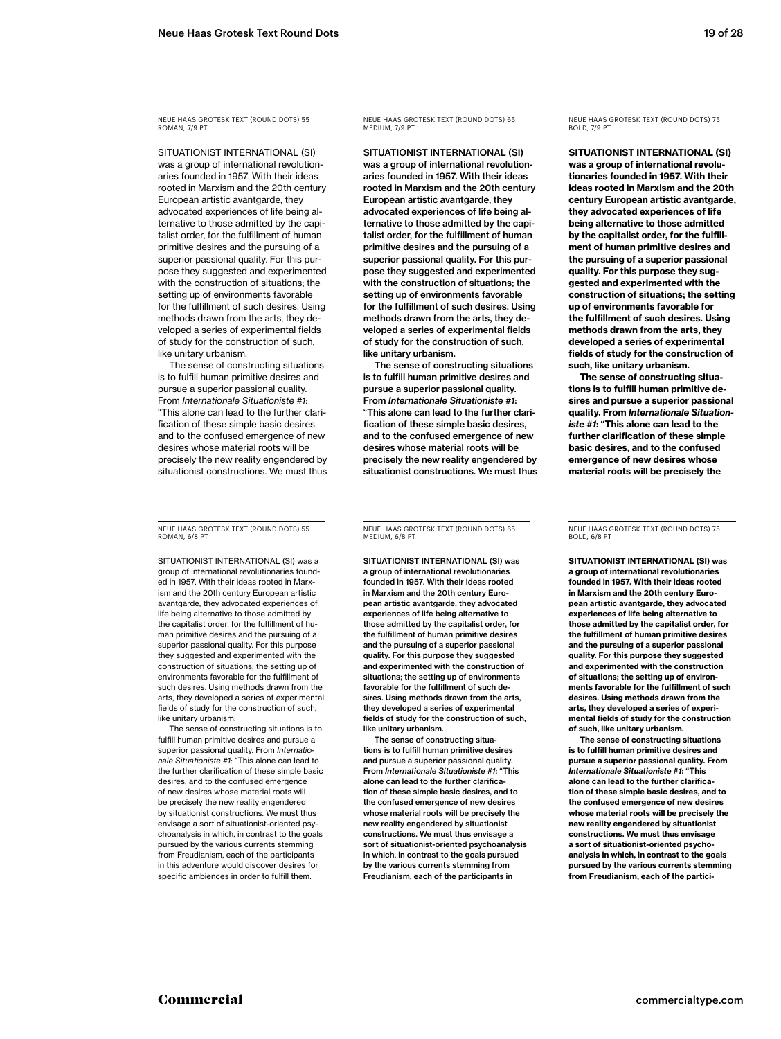NEUE HAAS GROTESK TEXT (ROUND DOTS) 55 ROMAN, 7/9 PT

SITUATIONIST INTERNATIONAL (SI) was a group of international revolutionaries founded in 1957. With their ideas rooted in Marxism and the 20th century European artistic avantgarde, they advocated experiences of life being alternative to those admitted by the capitalist order, for the fulfillment of human primitive desires and the pursuing of a superior passional quality. For this purpose they suggested and experimented with the construction of situations; the setting up of environments favorable for the fulfillment of such desires. Using methods drawn from the arts, they developed a series of experimental fields of study for the construction of such, like unitary urbanism.

The sense of constructing situations is to fulfill human primitive desires and pursue a superior passional quality. From *Internationale Situationiste #1*: "This alone can lead to the further clarification of these simple basic desires, and to the confused emergence of new desires whose material roots will be precisely the new reality engendered by situationist constructions. We must thus

NEUE HAAS GROTESK TEXT (ROUND DOTS) 65 MEDIUM, 7/9 PT

SITUATIONIST INTERNATIONAL (SI) was a group of international revolutionaries founded in 1957. With their ideas rooted in Marxism and the 20th century European artistic avantgarde, they advocated experiences of life being alternative to those admitted by the capitalist order, for the fulfillment of human primitive desires and the pursuing of a superior passional quality. For this purpose they suggested and experimented with the construction of situations; the setting up of environments favorable for the fulfillment of such desires. Using methods drawn from the arts, they developed a series of experimental fields of study for the construction of such, like unitary urbanism.

The sense of constructing situations is to fulfill human primitive desires and pursue a superior passional quality. From *Internationale Situationiste #1*: "This alone can lead to the further clarification of these simple basic desires, and to the confused emergence of new desires whose material roots will be precisely the new reality engendered by situationist constructions. We must thus

NEUE HAAS GROTESK TEXT (ROUND DOTS) 75 BOLD, 7/9 PT

**SITUATIONIST INTERNATIONAL (SI) was a group of international revolutionaries founded in 1957. With their ideas rooted in Marxism and the 20th century European artistic avantgarde, they advocated experiences of life being alternative to those admitted by the capitalist order, for the fulfillment of human primitive desires and the pursuing of a superior passional quality. For this purpose they suggested and experimented with the construction of situations; the setting up of environments favorable for the fulfillment of such desires. Using methods drawn from the arts, they developed a series of experimental fields of study for the construction of such, like unitary urbanism.**

**The sense of constructing situations is to fulfill human primitive desires and pursue a superior passional quality. From *Internationale Situationiste #1*: "This alone can lead to the further clarification of these simple basic desires, and to the confused emergence of new desires whose material roots will be precisely the**

NEUE HAAS GROTESK TEXT (ROUND DOTS) 55 ROMAN, 6/8 PT

SITUATIONIST INTERNATIONAL (SI) was a group of international revolutionaries founded in 1957. With their ideas rooted in Marxism and the 20th century European artistic avantgarde, they advocated experiences of life being alternative to those admitted by the capitalist order, for the fulfillment of human primitive desires and the pursuing of a superior passional quality. For this purpose they suggested and experimented with the construction of situations; the setting up of environments favorable for the fulfillment of such desires. Using methods drawn from the arts, they developed a series of experimental fields of study for the construction of such, like unitary urbanism.

The sense of constructing situations is to fulfill human primitive desires and pursue a superior passional quality. From *Internationale Situationiste #1*: "This alone can lead to the further clarification of these simple basic desires, and to the confused emergence of new desires whose material roots will be precisely the new reality engendered by situationist constructions. We must thus envisage a sort of situationist-oriented psychoanalysis in which, in contrast to the goals pursued by the various currents stemming from Freudianism, each of the participants in this adventure would discover desires for specific ambiences in order to fulfill them.

NEUE HAAS GROTESK TEXT (ROUND DOTS) 65 MEDIUM, 6/8 PT

SITUATIONIST INTERNATIONAL (SI) was a group of international revolutionaries founded in 1957. With their ideas rooted in Marxism and the 20th century European artistic avantgarde, they advocated experiences of life being alternative to those admitted by the capitalist order, for the fulfillment of human primitive desires and the pursuing of a superior passional quality. For this purpose they suggested and experimented with the construction of situations; the setting up of environments favorable for the fulfillment of such desires. Using methods drawn from the arts, they developed a series of experimental fields of study for the construction of such, like unitary urbanism.

The sense of constructing situations is to fulfill human primitive desires and pursue a superior passional quality. From *Internationale Situationiste #1*: "This alone can lead to the further clarification of these simple basic desires, and to the confused emergence of new desires whose material roots will be precisely the new reality engendered by situationist constructions. We must thus envisage a sort of situationist-oriented psychoanalysis in which, in contrast to the goals pursued by the various currents stemming from Freudianism, each of the participants in

NEUE HAAS GROTESK TEXT (ROUND DOTS) 75 BOLD, 6/8 PT

**SITUATIONIST INTERNATIONAL (SI) was a group of international revolutionaries founded in 1957. With their ideas rooted in Marxism and the 20th century European artistic avantgarde, they advocated experiences of life being alternative to those admitted by the capitalist order, for the fulfillment of human primitive desires and the pursuing of a superior passional quality. For this purpose they suggested and experimented with the construction of situations; the setting up of environments favorable for the fulfillment of such desires. Using methods drawn from the arts, they developed a series of experimental fields of study for the construction of such, like unitary urbanism.**

**The sense of constructing situations is to fulfill human primitive desires and pursue a superior passional quality. From *Internationale Situationiste #1*: "This alone can lead to the further clarification of these simple basic desires, and to the confused emergence of new desires whose material roots will be precisely the new reality engendered by situationist constructions. We must thus envisage a sort of situationist-oriented psychoanalysis in which, in contrast to the goals pursued by the various currents stemming from Freudianism, each of the partici-**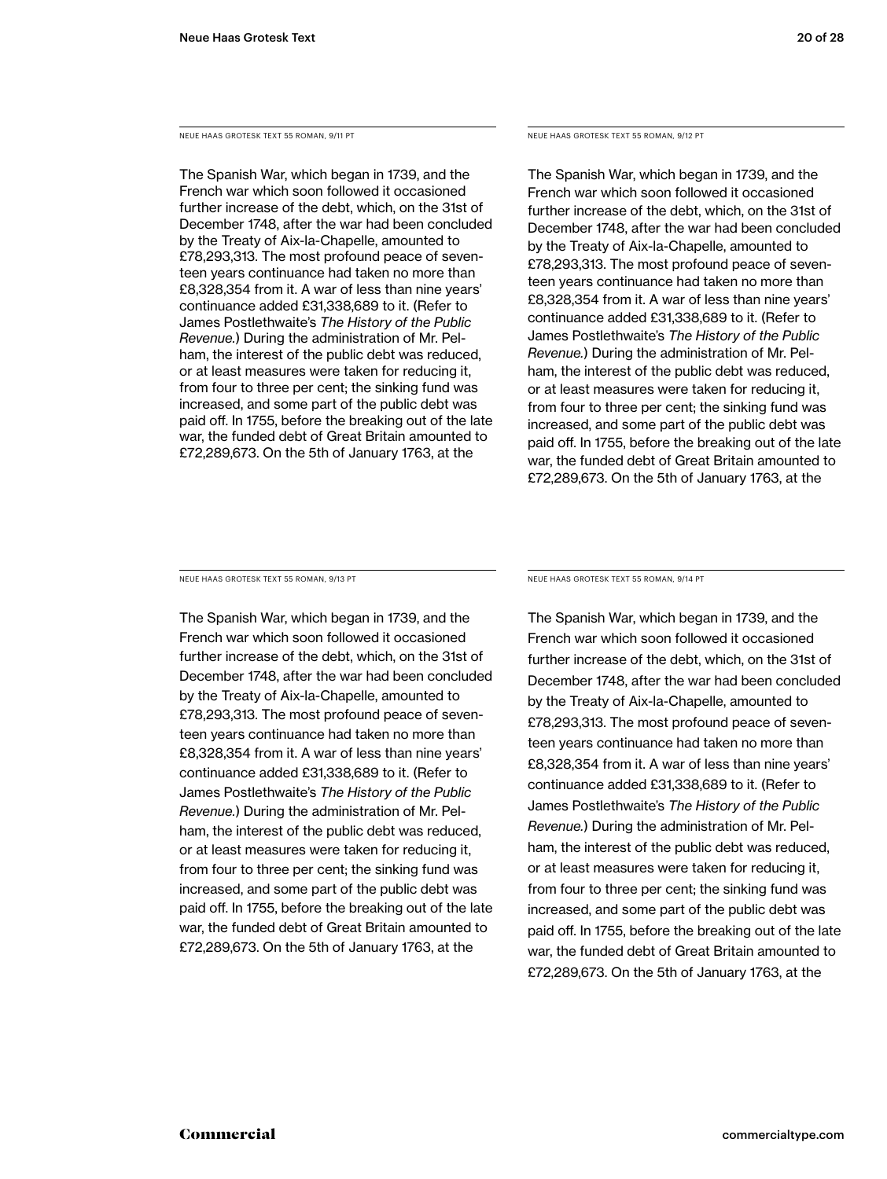NEUE HAAS GROTESK TEXT 55 ROMAN, 9/11 PT

The Spanish War, which began in 1739, and the French war which soon followed it occasioned further increase of the debt, which, on the 31st of December 1748, after the war had been concluded by the Treaty of Aix-la-Chapelle, amounted to £78,293,313. The most profound peace of seventeen years continuance had taken no more than £8,328,354 from it. A war of less than nine years' continuance added £31,338,689 to it. (Refer to James Postlethwaite's *The History of the Public Revenue.*) During the administration of Mr. Pelham, the interest of the public debt was reduced, or at least measures were taken for reducing it, from four to three per cent; the sinking fund was increased, and some part of the public debt was paid off. In 1755, before the breaking out of the late war, the funded debt of Great Britain amounted to £72,289,673. On the 5th of January 1763, at the

NEUE HAAS GROTESK TEXT 55 ROMAN, 9/12 PT

The Spanish War, which began in 1739, and the French war which soon followed it occasioned further increase of the debt, which, on the 31st of December 1748, after the war had been concluded by the Treaty of Aix-la-Chapelle, amounted to £78,293,313. The most profound peace of seventeen years continuance had taken no more than £8,328,354 from it. A war of less than nine years' continuance added £31,338,689 to it. (Refer to James Postlethwaite's *The History of the Public Revenue.*) During the administration of Mr. Pelham, the interest of the public debt was reduced, or at least measures were taken for reducing it, from four to three per cent; the sinking fund was increased, and some part of the public debt was paid off. In 1755, before the breaking out of the late war, the funded debt of Great Britain amounted to £72,289,673. On the 5th of January 1763, at the

NEUE HAAS GROTESK TEXT 55 ROMAN, 9/13 PT

The Spanish War, which began in 1739, and the French war which soon followed it occasioned further increase of the debt, which, on the 31st of December 1748, after the war had been concluded by the Treaty of Aix-la-Chapelle, amounted to £78,293,313. The most profound peace of seventeen years continuance had taken no more than £8,328,354 from it. A war of less than nine years' continuance added £31,338,689 to it. (Refer to James Postlethwaite's *The History of the Public Revenue.*) During the administration of Mr. Pelham, the interest of the public debt was reduced, or at least measures were taken for reducing it, from four to three per cent; the sinking fund was increased, and some part of the public debt was paid off. In 1755, before the breaking out of the late war, the funded debt of Great Britain amounted to £72,289,673. On the 5th of January 1763, at the

NEUE HAAS GROTESK TEXT 55 ROMAN, 9/14 PT

The Spanish War, which began in 1739, and the French war which soon followed it occasioned further increase of the debt, which, on the 31st of December 1748, after the war had been concluded by the Treaty of Aix-la-Chapelle, amounted to £78,293,313. The most profound peace of seventeen years continuance had taken no more than £8,328,354 from it. A war of less than nine years' continuance added £31,338,689 to it. (Refer to James Postlethwaite's *The History of the Public Revenue.*) During the administration of Mr. Pelham, the interest of the public debt was reduced, or at least measures were taken for reducing it, from four to three per cent; the sinking fund was increased, and some part of the public debt was paid off. In 1755, before the breaking out of the late war, the funded debt of Great Britain amounted to £72,289,673. On the 5th of January 1763, at the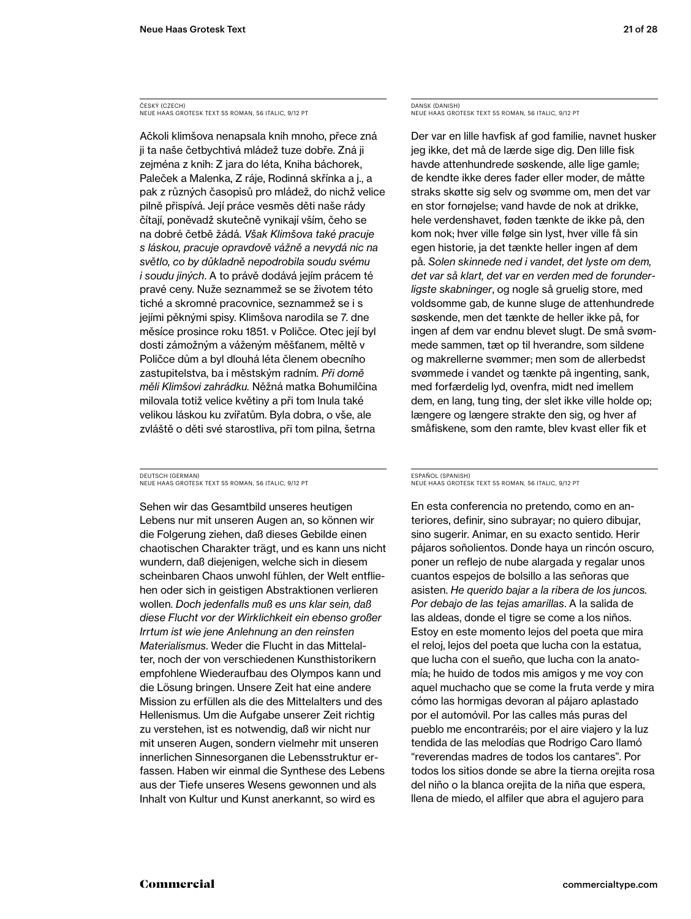ČESKÝ (CZECH)
NEUE HAAS GROTESK TEXT 55 ROMAN, 56 ITALIC, 9/12 PT

Ačkoli klimšova nenapsala knih mnoho, přece zná ji ta naše četbychtivá mládež tuze dobře. Zná ji zejména z knih: Z jara do léta, Kniha báchorek, Paleček a Malenka, Z ráje, Rodinná skřínka a j., a pak z různých časopisů pro mládež, do nichž velice pilně přispívá. Její práce vesměs děti naše rády čítají, poněvadž skutečně vynikají vším, čeho se na dobré četbě žádá. *Však Klimšova také pracuje s láskou, pracuje opravdově vážně a nevydá nic na světlo, co by důkladně nepodrobila soudu svému i soudu jiných*. A to právě dodává jejím prácem té pravé ceny. Nuže seznammež se se životem této tiché a skromné pracovnice, seznammež se i s jejími pěknými spisy. Klimšova narodila se 7. dne měsíce prosince roku 1851. v Poličce. Otec její byl dosti zámožným a váženým měšťanem, měltě v Poličce dům a byl dlouhá léta členem obecního zastupitelstva, ba i městským radním. *Při domě měli Klimšovi zahrádku.* Něžná matka Bohumilčina milovala totiž velice květiny a při tom lnula také velikou láskou ku zvířatům. Byla dobra, o vše, ale zvláště o děti své starostliva, při tom pilna, šetrna

DANSK (DANISH)
NEUE HAAS GROTESK TEXT 55 ROMAN, 56 ITALIC, 9/12 PT

Der var en lille havfisk af god familie, navnet husker jeg ikke, det må de lærde sige dig. Den lille fisk havde attenhundrede søskende, alle lige gamle; de kendte ikke deres fader eller moder, de måtte straks skøtte sig selv og svømme om, men det var en stor fornøjelse; vand havde de nok at drikke, hele verdenshavet, føden tænkte de ikke på, den kom nok; hver ville følge sin lyst, hver ville få sin egen historie, ja det tænkte heller ingen af dem på. *Solen skinnede ned i vandet, det lyste om dem, det var så klart, det var en verden med de forunderligste skabninger*, og nogle så gruelig store, med voldsomme gab, de kunne sluge de attenhundrede søskende, men det tænkte de heller ikke på, for ingen af dem var endnu blevet slugt. De små svømmede sammen, tæt op til hverandre, som sildene og makrellerne svømmer; men som de allerbedst svømmede i vandet og tænkte på ingenting, sank, med forfærdelig lyd, ovenfra, midt ned imellem dem, en lang, tung ting, der slet ikke ville holde op; længere og længere strakte den sig, og hver af småfiskene, som den ramte, blev kvast eller fik et

DEUTSCH (GERMAN)
NEUE HAAS GROTESK TEXT 55 ROMAN, 56 ITALIC, 9/12 PT

Sehen wir das Gesamtbild unseres heutigen Lebens nur mit unseren Augen an, so können wir die Folgerung ziehen, daß dieses Gebilde einen chaotischen Charakter trägt, und es kann uns nicht wundern, daß diejenigen, welche sich in diesem scheinbaren Chaos unwohl fühlen, der Welt entfliehen oder sich in geistigen Abstraktionen verlieren wollen. *Doch jedenfalls muß es uns klar sein, daß diese Flucht vor der Wirklichkeit ein ebenso großer Irrtum ist wie jene Anlehnung an den reinsten Materialismus*. Weder die Flucht in das Mittelalter, noch der von verschiedenen Kunsthistorikern empfohlene Wiederaufbau des Olympos kann und die Lösung bringen. Unsere Zeit hat eine andere Mission zu erfüllen als die des Mittelalters und des Hellenismus. Um die Aufgabe unserer Zeit richtig zu verstehen, ist es notwendig, daß wir nicht nur mit unseren Augen, sondern vielmehr mit unseren innerlichen Sinnesorganen die Lebensstruktur erfassen. Haben wir einmal die Synthese des Lebens aus der Tiefe unseres Wesens gewonnen und als Inhalt von Kultur und Kunst anerkannt, so wird es

ESPAÑOL (SPANISH)
NEUE HAAS GROTESK TEXT 55 ROMAN, 56 ITALIC, 9/12 PT

En esta conferencia no pretendo, como en anteriores, definir, sino subrayar; no quiero dibujar, sino sugerir. Animar, en su exacto sentido. Herir pájaros soñolientos. Donde haya un rincón oscuro, poner un reflejo de nube alargada y regalar unos cuantos espejos de bolsillo a las señoras que asisten. *He querido bajar a la ribera de los juncos. Por debajo de las tejas amarillas*. A la salida de las aldeas, donde el tigre se come a los niños. Estoy en este momento lejos del poeta que mira el reloj, lejos del poeta que lucha con la estatua, que lucha con el sueño, que lucha con la anatomía; he huido de todos mis amigos y me voy con aquel muchacho que se come la fruta verde y mira cómo las hormigas devoran al pájaro aplastado por el automóvil. Por las calles más puras del pueblo me encontraréis; por el aire viajero y la luz tendida de las melodías que Rodrigo Caro llamó "reverendas madres de todos los cantares". Por todos los sitios donde se abre la tierna orejita rosa del niño o la blanca orejita de la niña que espera, llena de miedo, el alfiler que abra el agujero para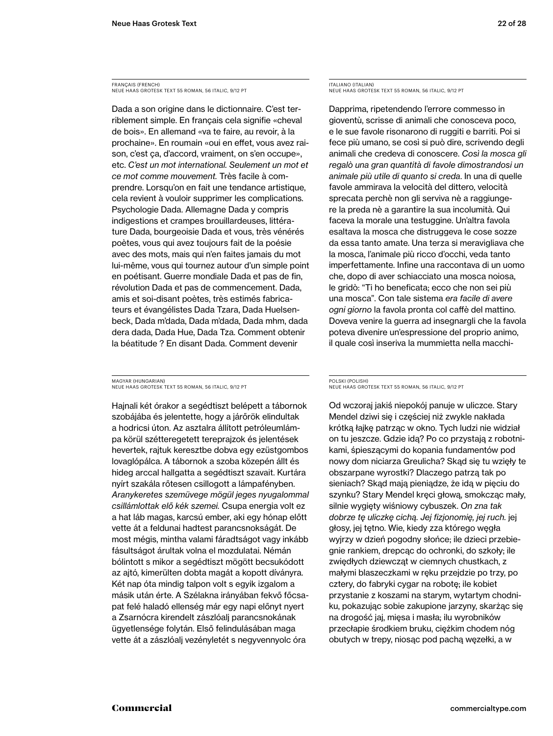FRANÇAIS (FRENCH)
NEUE HAAS GROTESK TEXT 55 ROMAN, 56 ITALIC, 9/12 PT

Dada a son origine dans le dictionnaire. C'est terriblement simple. En français cela signifie «cheval de bois». En allemand «va te faire, au revoir, à la prochaine». En roumain «oui en effet, vous avez raison, c'est ça, d'accord, vraiment, on s'en occupe», etc. *C'est un mot international. Seulement un mot et ce mot comme mouvement.* Très facile à comprendre. Lorsqu'on en fait une tendance artistique, cela revient à vouloir supprimer les complications. Psychologie Dada. Allemagne Dada y compris indigestions et crampes brouillardeuses, littérature Dada, bourgeoisie Dada et vous, très vénérés poètes, vous qui avez toujours fait de la poésie avec des mots, mais qui n'en faites jamais du mot lui-même, vous qui tournez autour d'un simple point en poétisant. Guerre mondiale Dada et pas de fin, révolution Dada et pas de commencement. Dada, amis et soi-disant poètes, très estimés fabricateurs et évangélistes Dada Tzara, Dada Huelsenbeck, Dada m'dada, Dada m'dada, Dada mhm, dada dera dada, Dada Hue, Dada Tza. Comment obtenir la béatitude ? En disant Dada. Comment devenir

ITALIANO (ITALIAN)
NEUE HAAS GROTESK TEXT 55 ROMAN, 56 ITALIC, 9/12 PT

Dapprima, ripetendendo l'errore commesso in gioventù, scrisse di animali che conosceva poco, e le sue favole risonarono di ruggiti e barriti. Poi si fece più umano, se così si può dire, scrivendo degli animali che credeva di conoscere. *Così la mosca gli regalò una gran quantità di favole dimostrandosi un animale più utile di quanto si creda.* In una di quelle favole ammirava la velocità del dittero, velocità sprecata perchè non gli serviva nè a raggiungere la preda nè a garantire la sua incolumità. Qui faceva la morale una testuggine. Un'altra favola esaltava la mosca che distruggeva le cose sozze da essa tanto amate. Una terza si meravigliava che la mosca, l'animale più ricco d'occhi, veda tanto imperfettamente. Infine una raccontava di un uomo che, dopo di aver schiacciato una mosca noiosa, le gridò: "Ti ho beneficata; ecco che non sei più una mosca". Con tale sistema *era facile di avere ogni giorno* la favola pronta col caffè del mattino. Doveva venire la guerra ad insegnargli che la favola poteva divenire un'espressione del proprio animo, il quale così inseriva la mummietta nella macchi-

MAGYAR (HUNGARIAN)
NEUE HAAS GROTESK TEXT 55 ROMAN, 56 ITALIC, 9/12 PT

Hajnali két órakor a segédtiszt belépett a tábornok szobájába és jelentette, hogy a járőrök elindultak a hodricsi úton. Az asztalra állított petróleumlámpa körül szétteregetett tereprajzok és jelentések hevertek, rajtuk keresztbe dobva egy ezüstgombos lovaglópálca. A tábornok a szoba közepén állt és hideg arccal hallgatta a segédtiszt szavait. Kurtára nyírt szakála rőtesen csillogott a lámpafényben. *Aranykeretes szemüvege mögül jeges nyugalommal csillámlottak elő kék szemei.* Csupa energia volt ez a hat láb magas, karcsú ember, aki egy hónap előtt vette át a feldunai hadtest parancsnokságát. De most mégis, mintha valami fáradtságot vagy inkább fásultságot árultak volna el mozdulatai. Némán bólintott s mikor a segédtiszt mögött becsukódott az ajtó, kimerülten dobta magát a kopott díványra. Két nap óta mindig talpon volt s egyik izgalom a másik után érte. A Szélakna irányában fekvő főcsapat felé haladó ellenség már egy napi előnyt nyert a Zsarnócra kirendelt zászlóalj parancsnokának ügyetlensége folytán. Első felindulásában maga vette át a zászlóalj vezényletét s negyvennyolc óra

POLSKI (POLISH)
NEUE HAAS GROTESK TEXT 55 ROMAN, 56 ITALIC, 9/12 PT

Od wczoraj jakiś niepokój panuje w uliczce. Stary Mendel dziwi się i częściej niż zwykle nakłada krótką łajkę patrząc w okno. Tych ludzi nie widział on tu jeszcze. Gdzie idą? Po co przystają z robotnikami, śpieszącymi do kopania fundamentów pod nowy dom niciarza Greulicha? Skąd się tu wzięły te obszarpane wyrostki? Dlaczego patrzą tak po sieniach? Skąd mają pieniądze, że idą w pięciu do szynku? Stary Mendel kręci głową, smokcząc mały, silnie wygięty wiśniowy cybuszek. *On zna tak dobrze tę uliczkę cichą. Jej fizjonomię, jej ruch.* jej głosy, jej tętno. Wie, kiedy zza którego węgła wyjrzy w dzień pogodny słońce; ile dzieci przebiegnie rankiem, drepcąc do ochronki, do szkoły; ile zwiędłych dziewcząt w ciemnych chustkach, z małymi blaszeczkami w ręku przejdzie po trzy, po cztery, do fabryki cygar na robotę; ile kobiet przystanie z koszami na starym, wytartym chodniku, pokazując sobie zakupione jarzyny, skarżąc się na drogość jaj, mięsa i masła; ilu wyrobników przecłapie środkiem bruku, ciężkim chodem nóg obutych w trepy, niosąc pod pachą węzełki, a w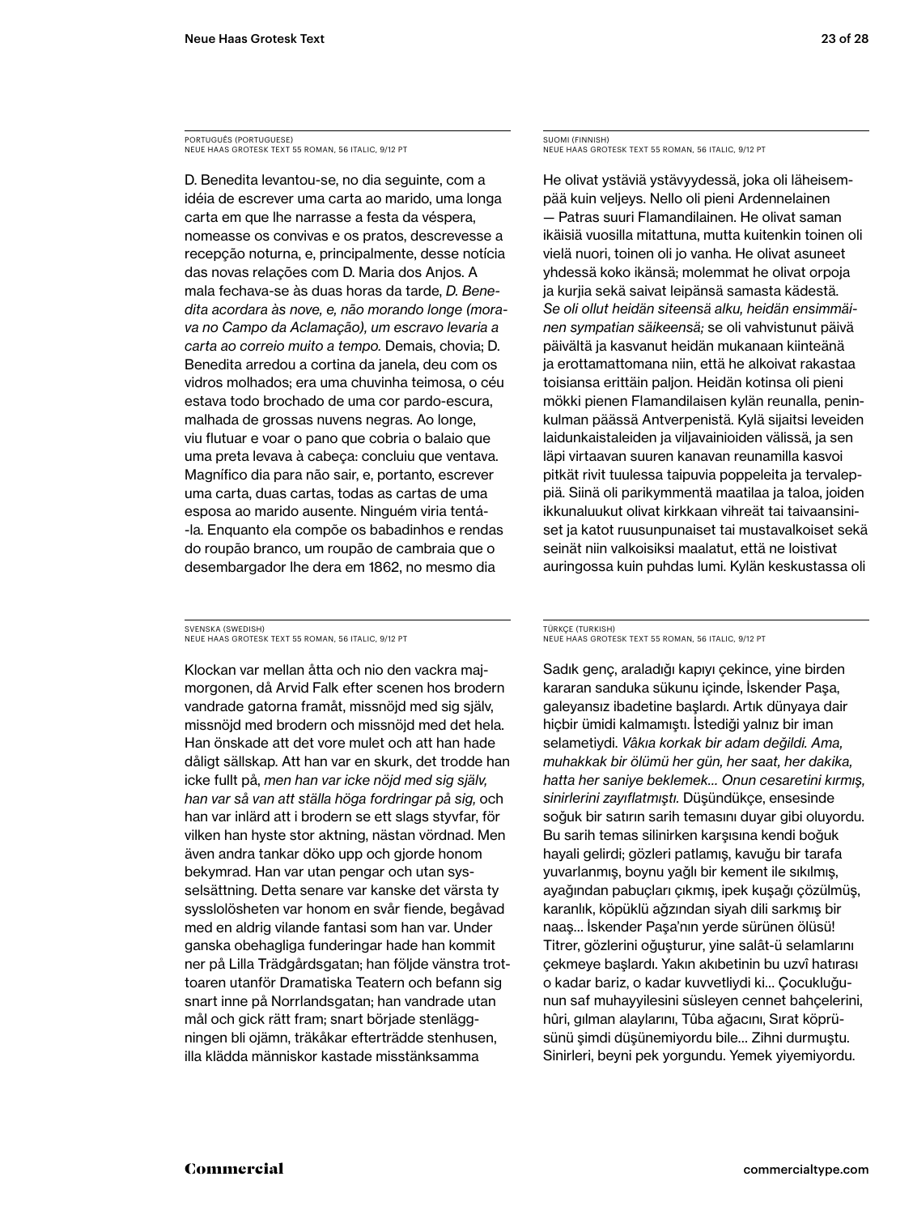PORTUGUÊS (PORTUGUESE)
NEUE HAAS GROTESK TEXT 55 ROMAN, 56 ITALIC, 9/12 PT

D. Benedita levantou-se, no dia seguinte, com a idéia de escrever uma carta ao marido, uma longa carta em que lhe narrasse a festa da véspera, nomeasse os convivas e os pratos, descrevesse a recepção noturna, e, principalmente, desse notícia das novas relações com D. Maria dos Anjos. A mala fechava-se às duas horas da tarde, *D. Benedita acordara às nove, e, não morando longe (morava no Campo da Aclamação), um escravo levaria a carta ao correio muito a tempo.* Demais, chovia; D. Benedita arredou a cortina da janela, deu com os vidros molhados; era uma chuvinha teimosa, o céu estava todo brochado de uma cor pardo-escura, malhada de grossas nuvens negras. Ao longe, viu flutuar e voar o pano que cobria o balaio que uma preta levava à cabeça: concluiu que ventava. Magnífico dia para não sair, e, portanto, escrever uma carta, duas cartas, todas as cartas de uma esposa ao marido ausente. Ninguém viria tentá--la. Enquanto ela compõe os babadinhos e rendas do roupão branco, um roupão de cambraia que o desembargador lhe dera em 1862, no mesmo dia

SUOMI (FINNISH)
NEUE HAAS GROTESK TEXT 55 ROMAN, 56 ITALIC, 9/12 PT

He olivat ystäviä ystävyydessä, joka oli läheisempää kuin veljeys. Nello oli pieni Ardennelainen — Patras suuri Flamandilainen. He olivat saman ikäisiä vuosilla mitattuna, mutta kuitenkin toinen oli vielä nuori, toinen oli jo vanha. He olivat asuneet yhdessä koko ikänsä; molemmat he olivat orpoja ja kurjia sekä saivat leipänsä samasta kädestä. *Se oli ollut heidän siteensä alku, heidän ensimmäinen sympatian säikeensä;* se oli vahvistunut päivä päivältä ja kasvanut heidän mukanaan kiinteänä ja erottamattomana niin, että he alkoivat rakastaa toisiansa erittäin paljon. Heidän kotinsa oli pieni mökki pienen Flamandilaisen kylän reunalla, peninkulman päässä Antverpenistä. Kylä sijaitsi leveiden laidunkaistaleiden ja viljavainioiden välissä, ja sen läpi virtaavan suuren kanavan reunamilla kasvoi pitkät rivit tuulessa taipuvia poppeleita ja tervaleppiä. Siinä oli parikymmentä maatilaa ja taloa, joiden ikkunaluukut olivat kirkkaan vihreät tai taivaansiniset ja katot ruusunpunaiset tai mustavalkoiset sekä seinät niin valkoisiksi maalatut, että ne loistivat auringossa kuin puhdas lumi. Kylän keskustassa oli

SVENSKA (SWEDISH)
NEUE HAAS GROTESK TEXT 55 ROMAN, 56 ITALIC, 9/12 PT

Klockan var mellan åtta och nio den vackra majmorgonen, då Arvid Falk efter scenen hos brodern vandrade gatorna framåt, missnöjd med sig själv, missnöjd med brodern och missnöjd med det hela. Han önskade att det vore mulet och att han hade dåligt sällskap. Att han var en skurk, det trodde han icke fullt på, *men han var icke nöjd med sig själv, han var så van att ställa höga fordringar på sig,* och han var inlärd att i brodern se ett slags styvfar, för vilken han hyste stor aktning, nästan vördnad. Men även andra tankar döko upp och gjorde honom bekymrad. Han var utan pengar och utan sysselsättning. Detta senare var kanske det värsta ty sysslolösheten var honom en svår fiende, begåvad med en aldrig vilande fantasi som han var. Under ganska obehagliga funderingar hade han kommit ner på Lilla Trädgårdsgatan; han följde vänstra trottoaren utanför Dramatiska Teatern och befann sig snart inne på Norrlandsgatan; han vandrade utan mål och gick rätt fram; snart började stenläggningen bli ojämn, träkåkar efterträdde stenhusen, illa klädda människor kastade misstänksamma

TÜRKÇE (TURKISH)
NEUE HAAS GROTESK TEXT 55 ROMAN, 56 ITALIC, 9/12 PT

Sadık genç, araladığı kapıyı çekince, yine birden kararan sanduka sükunu içinde, İskender Paşa, galeyansız ibadetine başlardı. Artık dünyaya dair hiçbir ümidi kalmamıştı. İstediği yalnız bir iman selametiydi. *Vâkıa korkak bir adam değildi. Ama, muhakkak bir ölümü her gün, her saat, her dakika, hatta her saniye beklemek… Onun cesaretini kırmış, sinirlerini zayıflatmıştı.* Düşündükçe, ensesinde soğuk bir satırın sarih temasını duyar gibi oluyordu. Bu sarih temas silinirken karşısına kendi boğuk hayali gelirdi; gözleri patlamış, kavuğu bir tarafa yuvarlanmış, boynu yağlı bir kement ile sıkılmış, ayağından pabuçları çıkmış, ipek kuşağı çözülmüş, karanlık, köpüklü ağzından siyah dili sarkmış bir naaş… İskender Paşa'nın yerde sürünen ölüsü! Titrer, gözlerini oğuşturur, yine salât-ü selamlarını çekmeye başlardı. Yakın akıbetinin bu uzvî hatırası o kadar bariz, o kadar kuvvetliydi ki… Çocukluğunun saf muhayyilesini süsleyen cennet bahçelerini, hûri, gılman alaylarını, Tûba ağacını, Sırat köprüsünü şimdi düşünemiyordu bile… Zihni durmuştu. Sinirleri, beyni pek yorgundu. Yemek yiyemiyordu.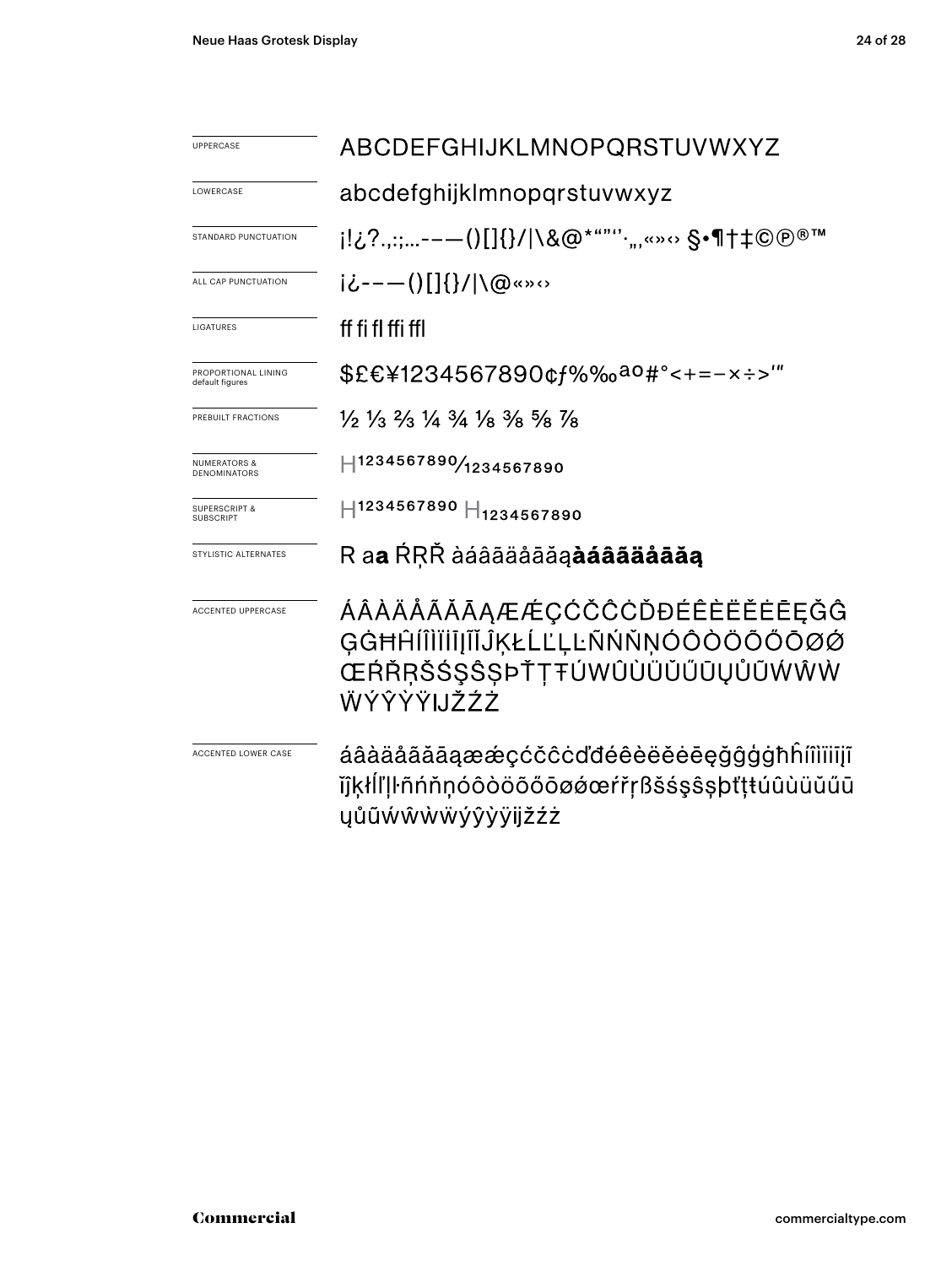| | |
|---|---|
| UPPERCASE | ABCDEFGHIJKLMNOPQRSTUVWXYZ |
| LOWERCASE | abcdefghijklmnopqrstuvwxyz |
| STANDARD PUNCTUATION | ¡!¿?.,:;…-–—()[]{}/\|\&@*""''·‚„«»‹› §•¶†‡©℗®™ |
| ALL CAP PUNCTUATION | ¡¿-–—()[]{}/\|\@«»‹› |
| LIGATURES | ff fi fl ffi ffl |
| PROPORTIONAL LINING default figures | $£€¥1234567890¢ƒ%‰ªº#°<+=−×÷>'" |
| PREBUILT FRACTIONS | ½ ⅓ ⅔ ¼ ¾ ⅛ ⅜ ⅝ ⅞ |
| NUMERATORS & DENOMINATORS | $H^{1234567890}$⁄$_{1234567890}$ |
| SUPERSCRIPT & SUBSCRIPT | $H^{1234567890}$ $H_{1234567890}$ |
| STYLISTIC ALTERNATES | R a**a** ŔŖŘ àáâãäåāăą**àáâãäåāăą** |
| ACCENTED UPPERCASE | ÁÂÀÄÅÃĂĀĄÆǼÇĆČĈĊĎĐÉÊÈËĚĖĒĘĞĜĢĠĦĤÍÎÌÏĪĮĨĴĶŁĹĽĻĿÑŃŇŅÓÔÒÖÕŐŌØǾŒŔŘŖŠŚŞŜȘÞŤŢŦÚŴÛÙÜŬŰŪŲŮŨẂŴẀẄÝŶỲŸĲŽŹŻ |
| ACCENTED LOWER CASE | áâàäåãăāąæǽçćčĉċďđéêèëěėēęğĝģġħĥíîìïiīįĩĵķłĺľļŀñńňņóôòöõőōøǿœŕřŗßšśşŝșþťţŧúûùüŭűūųůũẃŵẁẅýŷỳÿĳžźż |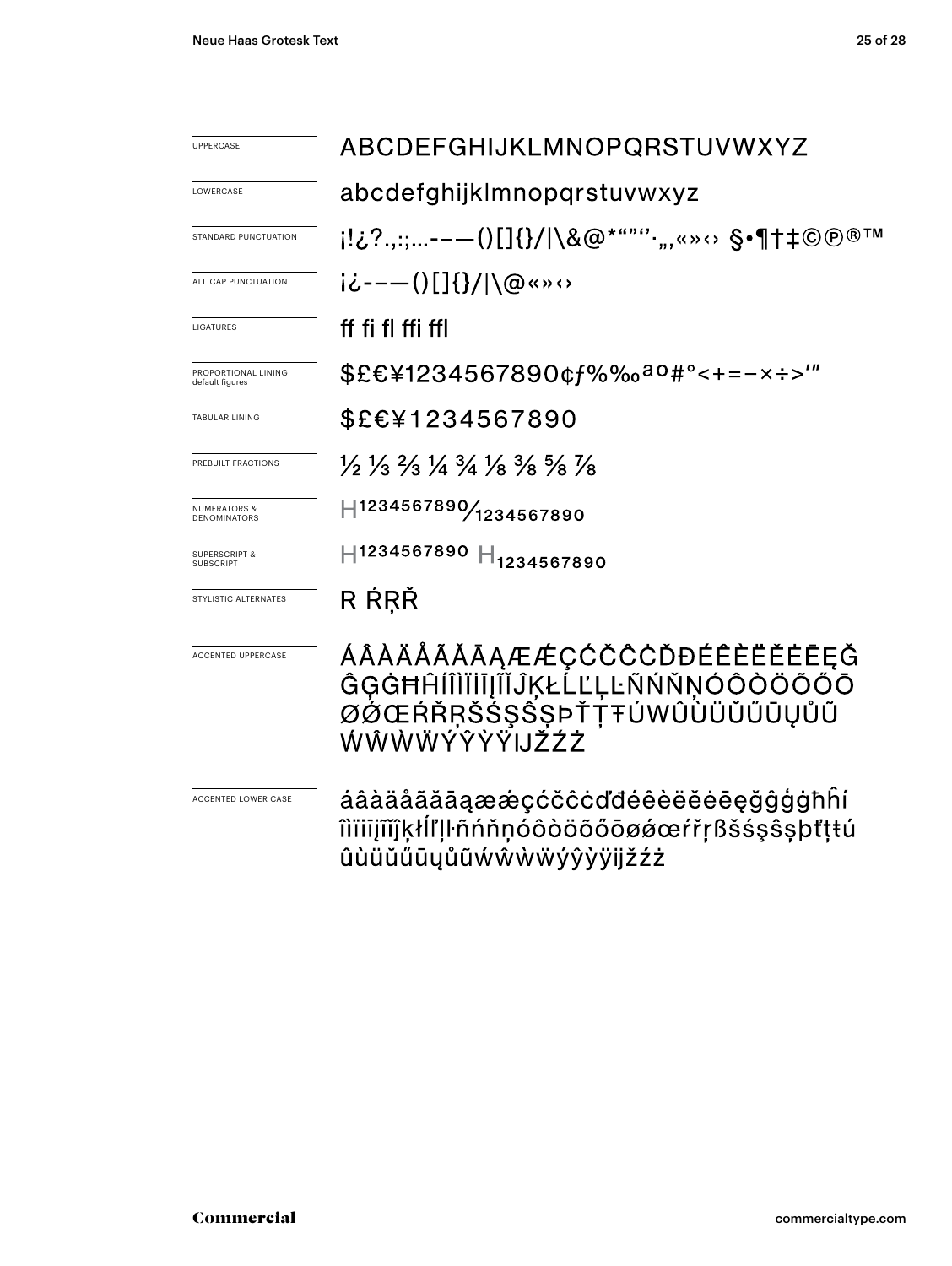| | |
|---|---|
| UPPERCASE | ABCDEFGHIJKLMNOPQRSTUVWXYZ |
| LOWERCASE | abcdefghijklmnopqrstuvwxyz |
| STANDARD PUNCTUATION | ¡!¿?.,:;...-–—()[]{}/\|\\&@*""''·‚„«»‹› §•¶†‡©℗®™ |
| ALL CAP PUNCTUATION | ¡¿-–—()[]{}/\|\\@«»‹› |
| LIGATURES | ff fi fl ffi ffl |
| PROPORTIONAL LINING default figures | $£€¥1234567890¢ƒ%‰ªº#°<+=−×÷>′″ |
| TABULAR LINING | $£€¥1234567890 |
| PREBUILT FRACTIONS | ½ ⅓ ⅔ ¼ ¾ ⅛ ⅜ ⅝ ⅞ |
| NUMERATORS & DENOMINATORS | H1234567890⁄1234567890 |
| SUPERSCRIPT & SUBSCRIPT | H1234567890 H1234567890 |
| STYLISTIC ALTERNATES | R ŔŖŘ |
| ACCENTED UPPERCASE | ÁÂÀÄÅÃĂĀĄÆǼÇĆČĈĊĎĐÉÊÈËĚĖĒĘĞĜĢĠĦĤÍÎÌÏİĪĮĨĬĴĶŁĹĽĻĿÑŃŇŅÓÔÒÖÕŐŌØǾŒŔŘŖŠŚŞŜȘÞŤŢŦÚŴÛÙÜŬŰŪŲŮŨẂẀẄÝŶỲŸĲŽŹŻ |
| ACCENTED LOWER CASE | áâàäåãăāąæǽçćčĉċďđéêèëěėēęğĝģġħĥíîìïiīįĩĭĵķłĺľļŀñńňņóôòöõőōøǿœŕřŗßšśşŝșþťţŧúûùüŭűūųůũẃŵẁẅýŷỳÿĳžźż |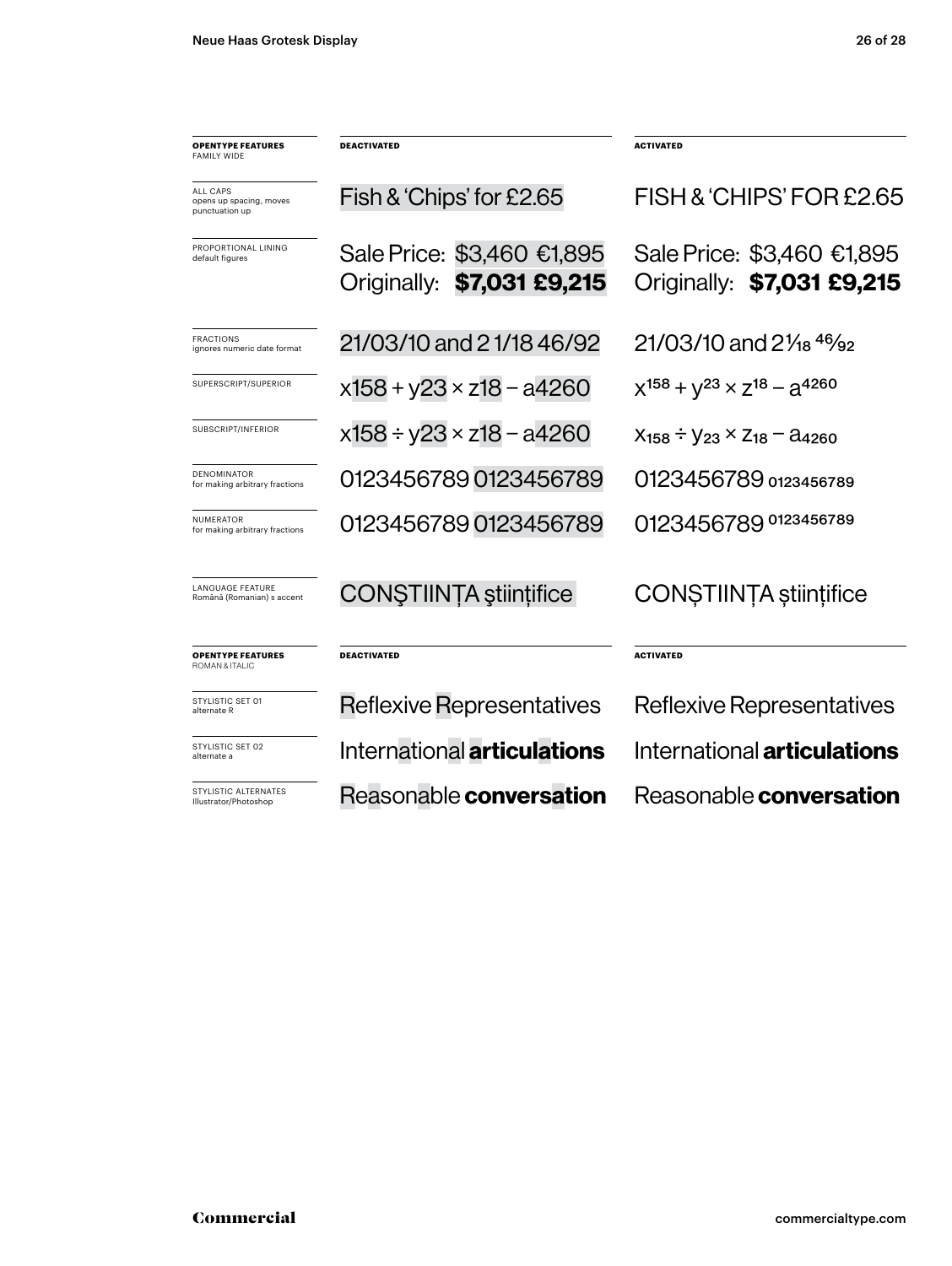| **OPENTYPE FEATURES** FAMILY WIDE | **DEACTIVATED** | **ACTIVATED** |
|---|---|---|
| ALL CAPS opens up spacing, moves punctuation up | Fish & 'Chips' for £2.65 | FISH & 'CHIPS' FOR £2.65 |
| PROPORTIONAL LINING default figures | Sale Price: $3,460 €1,895 Originally: **$7,031 £9,215** | Sale Price: $3,460 €1,895 Originally: **$7,031 £9,215** |
| FRACTIONS ignores numeric date format | 21/03/10 and 2 1/18 46/92 | 21/03/10 and 2 1/18 46/92 |
| SUPERSCRIPT/SUPERIOR | x158 + y23 × z18 – a4260 | $x^{158} + y^{23} \times z^{18} – a^{4260}$ |
| SUBSCRIPT/INFERIOR | x158 ÷ y23 × z18 – a4260 | $x_{158} \div y_{23} \times z_{18} – a_{4260}$ |
| DENOMINATOR for making arbitrary fractions | 0123456789 0123456789 | 0123456789 $_{0123456789}$ |
| NUMERATOR for making arbitrary fractions | 0123456789 0123456789 | 0123456789 $^{0123456789}$ |
| LANGUAGE FEATURE Română (Romanian) s accent | CONŞTIINŢA ştiinţifice | CONȘTIINȚA științifice |

| **OPENTYPE FEATURES** ROMAN & ITALIC | **DEACTIVATED** | **ACTIVATED** |
|---|---|---|
| STYLISTIC SET 01 alternate R | Reflexive Representatives | Reflexive Representatives |
| STYLISTIC SET 02 alternate a | International **articulations** | International **articulations** |
| STYLISTIC ALTERNATES Illustrator/Photoshop | Reasonable **conversation** | Reasonable **conversation** |

Commercial

commercialtype.com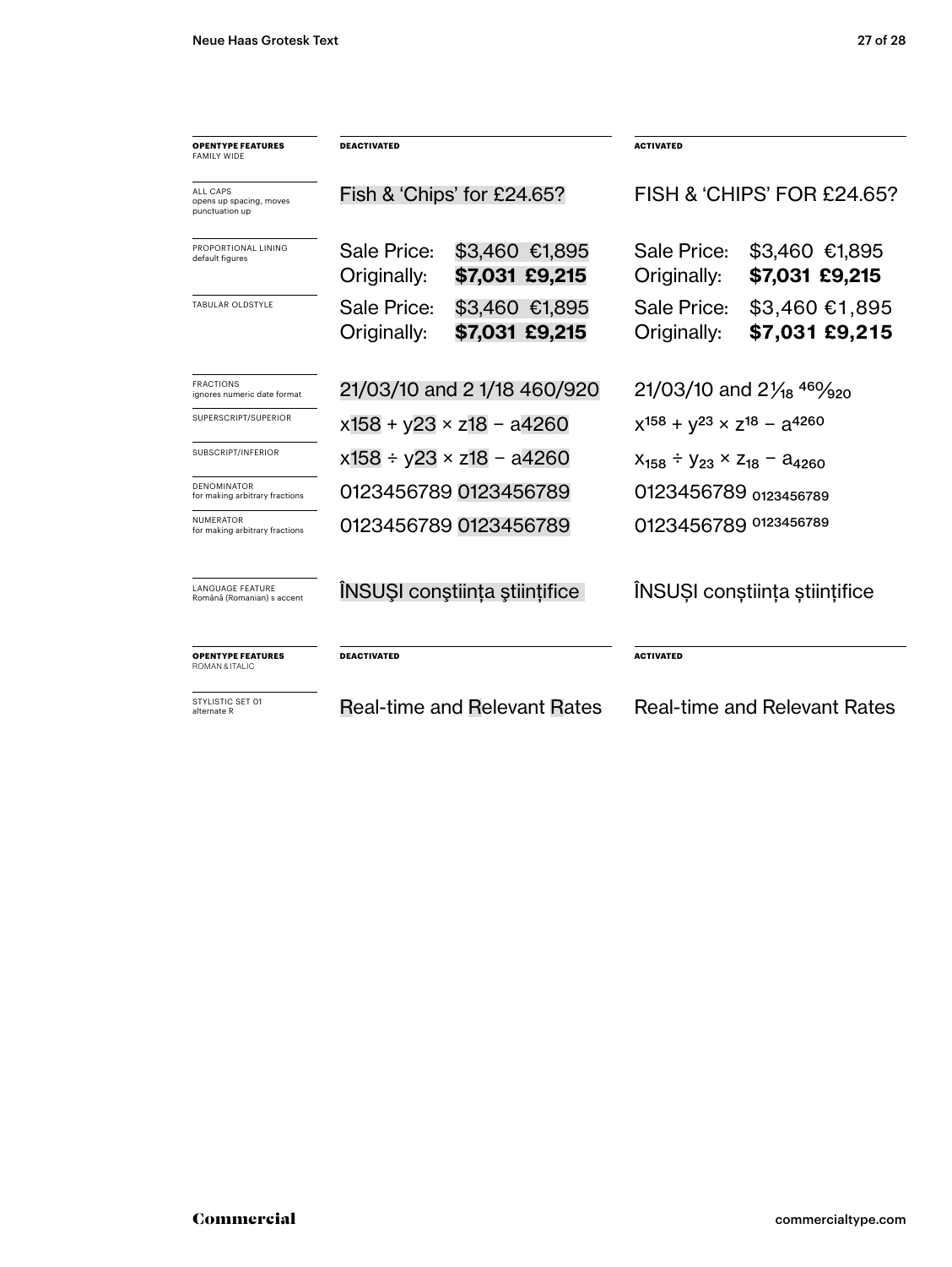| **OPENTYPE FEATURES** FAMILY WIDE | **DEACTIVATED** | **ACTIVATED** |
| --- | --- | --- |
| ALL CAPS opens up spacing, moves punctuation up | Fish & ‘Chips’ for £24.65? | FISH & ‘CHIPS’ FOR £24.65? |
| PROPORTIONAL LINING default figures | Sale Price: $3,460 €1,895<br>Originally: **$7,031 £9,215** | Sale Price: $3,460 €1,895<br>Originally: **$7,031 £9,215** |
| TABULAR OLDSTYLE | Sale Price: $3,460 €1,895<br>Originally: **$7,031 £9,215** | Sale Price: $3,460 €1,895<br>Originally: **$7,031 £9,215** |
| FRACTIONS ignores numeric date format | 21/03/10 and 2 1/18 460/920 | 21/03/10 and 2 1⁄18 460⁄920 |
| SUPERSCRIPT/SUPERIOR | x158 + y23 × z18 − a4260 | $x^{158} + y^{23} \times z^{18} - a^{4260}$ |
| SUBSCRIPT/INFERIOR | x158 ÷ y23 × z18 − a4260 | $x_{158} \div y_{23} \times z_{18} - a_{4260}$ |
| DENOMINATOR for making arbitrary fractions | 0123456789 0123456789 | 0123456789 $_{0123456789}$ |
| NUMERATOR for making arbitrary fractions | 0123456789 0123456789 | 0123456789 $^{0123456789}$ |
| LANGUAGE FEATURE Română (Romanian) s accent | ÎNSUŞI conştiinţa ştiinţifice | ÎNSUȘI conștiința științifice |

| **OPENTYPE FEATURES** ROMAN & ITALIC | **DEACTIVATED** | **ACTIVATED** |
| --- | --- | --- |
| STYLISTIC SET 01 alternate R | Real-time and Relevant Rates | Real-time and Relevant Rates |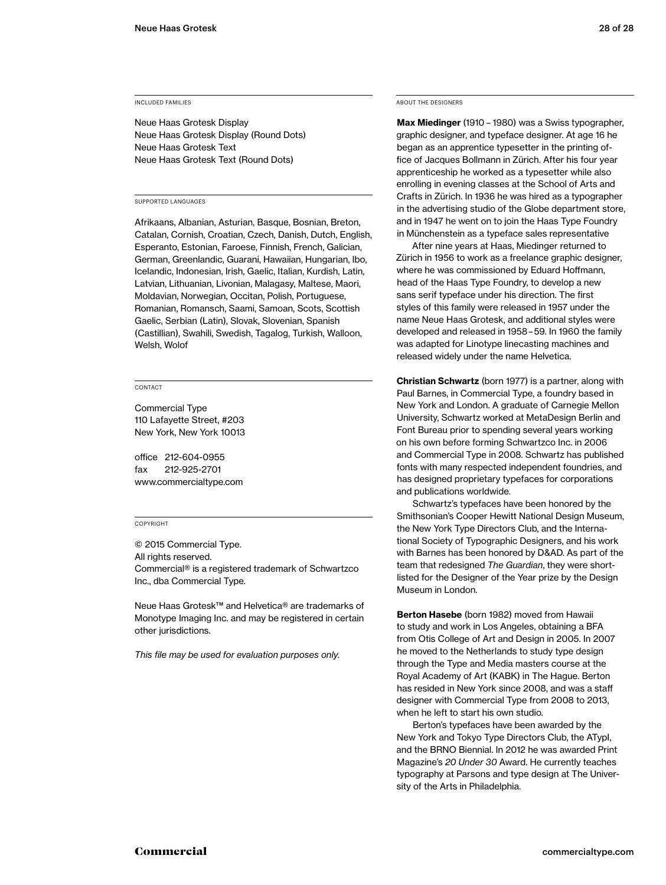## INCLUDED FAMILIES

Neue Haas Grotesk Display
Neue Haas Grotesk Display (Round Dots)
Neue Haas Grotesk Text
Neue Haas Grotesk Text (Round Dots)

## SUPPORTED LANGUAGES

Afrikaans, Albanian, Asturian, Basque, Bosnian, Breton, Catalan, Cornish, Croatian, Czech, Danish, Dutch, English, Esperanto, Estonian, Faroese, Finnish, French, Galician, German, Greenlandic, Guarani, Hawaiian, Hungarian, Ibo, Icelandic, Indonesian, Irish, Gaelic, Italian, Kurdish, Latin, Latvian, Lithuanian, Livonian, Malagasy, Maltese, Maori, Moldavian, Norwegian, Occitan, Polish, Portuguese, Romanian, Romansch, Saami, Samoan, Scots, Scottish Gaelic, Serbian (Latin), Slovak, Slovenian, Spanish (Castillian), Swahili, Swedish, Tagalog, Turkish, Walloon, Welsh, Wolof

## CONTACT

Commercial Type
110 Lafayette Street, #203
New York, New York 10013

office 212-604-0955
fax 212-925-2701
www.commercialtype.com

## COPYRIGHT

© 2015 Commercial Type.
All rights reserved.
Commercial® is a registered trademark of Schwartzco Inc., dba Commercial Type.

Neue Haas Grotesk™ and Helvetica® are trademarks of Monotype Imaging Inc. and may be registered in certain other jurisdictions.

*This file may be used for evaluation purposes only.*

## ABOUT THE DESIGNERS

**Max Miedinger** (1910 – 1980) was a Swiss typographer, graphic designer, and typeface designer. At age 16 he began as an apprentice typesetter in the printing office of Jacques Bollmann in Zürich. After his four year apprenticeship he worked as a typesetter while also enrolling in evening classes at the School of Arts and Crafts in Zürich. In 1936 he was hired as a typographer in the advertising studio of the Globe department store, and in 1947 he went on to join the Haas Type Foundry in Münchenstein as a typeface sales representative

After nine years at Haas, Miedinger returned to Zürich in 1956 to work as a freelance graphic designer, where he was commissioned by Eduard Hoffmann, head of the Haas Type Foundry, to develop a new sans serif typeface under his direction. The first styles of this family were released in 1957 under the name Neue Haas Grotesk, and additional styles were developed and released in 1958 – 59. In 1960 the family was adapted for Linotype linecasting machines and released widely under the name Helvetica.

**Christian Schwartz** (born 1977) is a partner, along with Paul Barnes, in Commercial Type, a foundry based in New York and London. A graduate of Carnegie Mellon University, Schwartz worked at MetaDesign Berlin and Font Bureau prior to spending several years working on his own before forming Schwartzco Inc. in 2006 and Commercial Type in 2008. Schwartz has published fonts with many respected independent foundries, and has designed proprietary typefaces for corporations and publications worldwide.

Schwartz's typefaces have been honored by the Smithsonian's Cooper Hewitt National Design Museum, the New York Type Directors Club, and the International Society of Typographic Designers, and his work with Barnes has been honored by D&AD. As part of the team that redesigned *The Guardian*, they were shortlisted for the Designer of the Year prize by the Design Museum in London.

**Berton Hasebe** (born 1982) moved from Hawaii to study and work in Los Angeles, obtaining a BFA from Otis College of Art and Design in 2005. In 2007 he moved to the Netherlands to study type design through the Type and Media masters course at the Royal Academy of Art (KABK) in The Hague. Berton has resided in New York since 2008, and was a staff designer with Commercial Type from 2008 to 2013, when he left to start his own studio.

Berton's typefaces have been awarded by the New York and Tokyo Type Directors Club, the ATypI, and the BRNO Biennial. In 2012 he was awarded Print Magazine's *20 Under 30* Award. He currently teaches typography at Parsons and type design at The University of the Arts in Philadelphia.